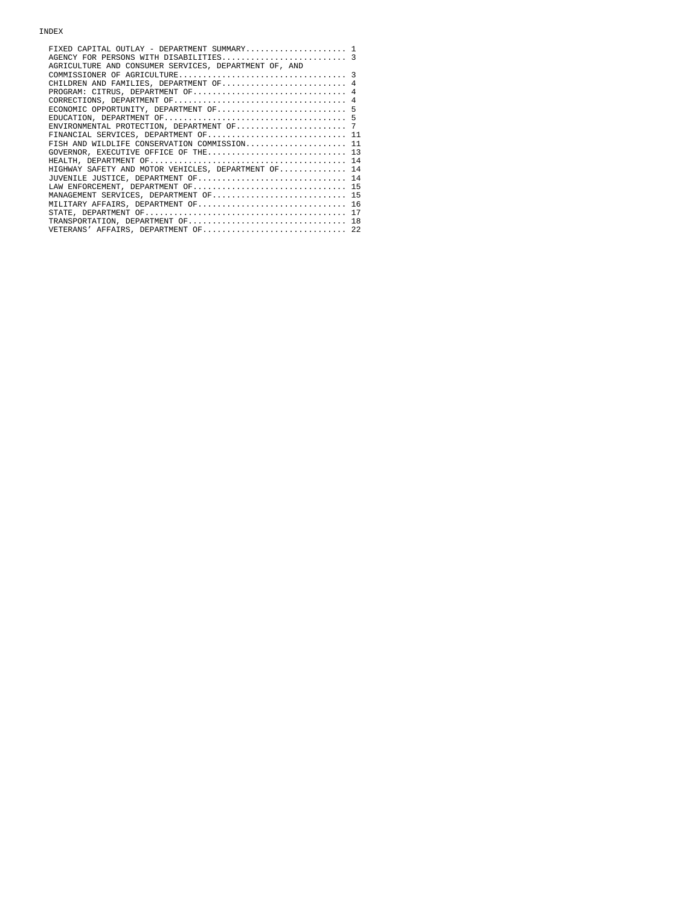# INDEX

| | |
|---|---|
| FIXED CAPITAL OUTLAY - DEPARTMENT SUMMARY | 1 |
| AGENCY FOR PERSONS WITH DISABILITIES | 3 |
| AGRICULTURE AND CONSUMER SERVICES, DEPARTMENT OF, AND COMMISSIONER OF AGRICULTURE | 3 |
| CHILDREN AND FAMILIES, DEPARTMENT OF | 4 |
| PROGRAM: CITRUS, DEPARTMENT OF | 4 |
| CORRECTIONS, DEPARTMENT OF | 4 |
| ECONOMIC OPPORTUNITY, DEPARTMENT OF | 5 |
| EDUCATION, DEPARTMENT OF | 5 |
| ENVIRONMENTAL PROTECTION, DEPARTMENT OF | 7 |
| FINANCIAL SERVICES, DEPARTMENT OF | 11 |
| FISH AND WILDLIFE CONSERVATION COMMISSION | 11 |
| GOVERNOR, EXECUTIVE OFFICE OF THE | 13 |
| HEALTH, DEPARTMENT OF | 14 |
| HIGHWAY SAFETY AND MOTOR VEHICLES, DEPARTMENT OF | 14 |
| JUVENILE JUSTICE, DEPARTMENT OF | 14 |
| LAW ENFORCEMENT, DEPARTMENT OF | 15 |
| MANAGEMENT SERVICES, DEPARTMENT OF | 15 |
| MILITARY AFFAIRS, DEPARTMENT OF | 16 |
| STATE, DEPARTMENT OF | 17 |
| TRANSPORTATION, DEPARTMENT OF | 18 |
| VETERANS' AFFAIRS, DEPARTMENT OF | 22 |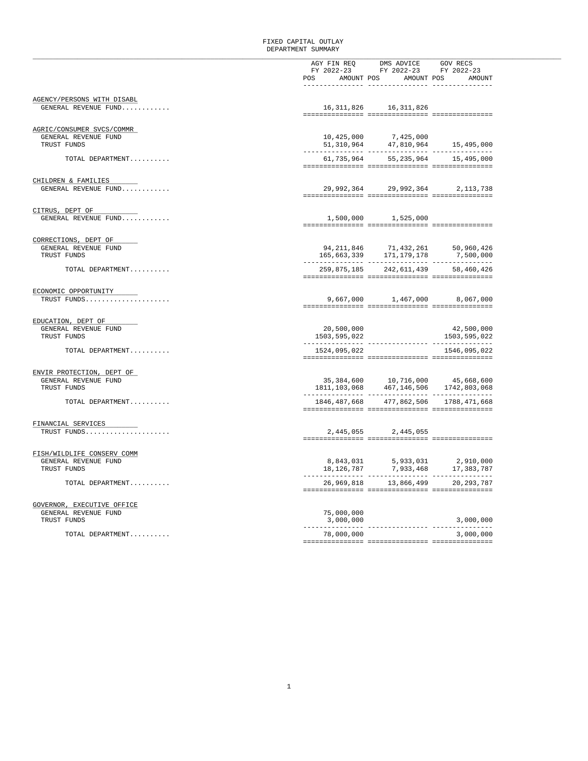# FIXED CAPITAL OUTLAY
## DEPARTMENT SUMMARY

| | AGY FIN REQ FY 2022-23 POS | AGY FIN REQ FY 2022-23 AMOUNT | DMS ADVICE FY 2022-23 POS | DMS ADVICE FY 2022-23 AMOUNT | GOV RECS FY 2022-23 POS | GOV RECS FY 2022-23 AMOUNT |
|---|---|---|---|---|---|---|
| **AGENCY/PERSONS WITH DISABL** | | | | | | |
| GENERAL REVENUE FUND............ | | 16,311,826 | | 16,311,826 | | |
| **AGRIC/CONSUMER SVCS/COMMR** | | | | | | |
| GENERAL REVENUE FUND | | 10,425,000 | | 7,425,000 | | |
| TRUST FUNDS | | 51,310,964 | | 47,810,964 | | 15,495,000 |
| TOTAL DEPARTMENT.......... | | 61,735,964 | | 55,235,964 | | 15,495,000 |
| **CHILDREN & FAMILIES** | | | | | | |
| GENERAL REVENUE FUND............ | | 29,992,364 | | 29,992,364 | | 2,113,738 |
| **CITRUS, DEPT OF** | | | | | | |
| GENERAL REVENUE FUND............ | | 1,500,000 | | 1,525,000 | | |
| **CORRECTIONS, DEPT OF** | | | | | | |
| GENERAL REVENUE FUND | | 94,211,846 | | 71,432,261 | | 50,960,426 |
| TRUST FUNDS | | 165,663,339 | | 171,179,178 | | 7,500,000 |
| TOTAL DEPARTMENT.......... | | 259,875,185 | | 242,611,439 | | 58,460,426 |
| **ECONOMIC OPPORTUNITY** | | | | | | |
| TRUST FUNDS..................... | | 9,667,000 | | 1,467,000 | | 8,067,000 |
| **EDUCATION, DEPT OF** | | | | | | |
| GENERAL REVENUE FUND | | 20,500,000 | | | | 42,500,000 |
| TRUST FUNDS | | 1503,595,022 | | | | 1503,595,022 |
| TOTAL DEPARTMENT.......... | | 1524,095,022 | | | | 1546,095,022 |
| **ENVIR PROTECTION, DEPT OF** | | | | | | |
| GENERAL REVENUE FUND | | 35,384,600 | | 10,716,000 | | 45,668,600 |
| TRUST FUNDS | | 1811,103,068 | | 467,146,506 | | 1742,803,068 |
| TOTAL DEPARTMENT.......... | | 1846,487,668 | | 477,862,506 | | 1788,471,668 |
| **FINANCIAL SERVICES** | | | | | | |
| TRUST FUNDS..................... | | 2,445,055 | | 2,445,055 | | |
| **FISH/WILDLIFE CONSERV COMM** | | | | | | |
| GENERAL REVENUE FUND | | 8,843,031 | | 5,933,031 | | 2,910,000 |
| TRUST FUNDS | | 18,126,787 | | 7,933,468 | | 17,383,787 |
| TOTAL DEPARTMENT.......... | | 26,969,818 | | 13,866,499 | | 20,293,787 |
| **GOVERNOR, EXECUTIVE OFFICE** | | | | | | |
| GENERAL REVENUE FUND | | 75,000,000 | | | | |
| TRUST FUNDS | | 3,000,000 | | | | 3,000,000 |
| TOTAL DEPARTMENT.......... | | 78,000,000 | | | | 3,000,000 |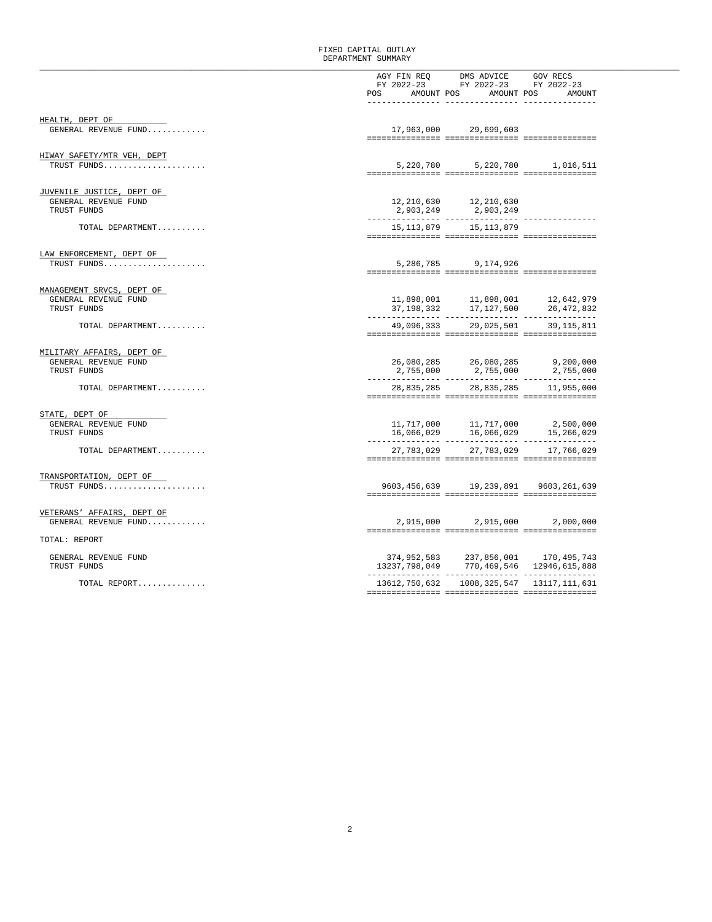# FIXED CAPITAL OUTLAY
## DEPARTMENT SUMMARY

| | AGY FIN REQ FY 2022-23 POS | AGY FIN REQ FY 2022-23 AMOUNT | DMS ADVICE FY 2022-23 POS | DMS ADVICE FY 2022-23 AMOUNT | GOV RECS FY 2022-23 POS | GOV RECS FY 2022-23 AMOUNT |
|---|---|---|---|---|---|---|
| **HEALTH, DEPT OF** | | | | | | |
| GENERAL REVENUE FUND............ | | 17,963,000 | | 29,699,603 | | |
| **HIWAY SAFETY/MTR VEH, DEPT** | | | | | | |
| TRUST FUNDS..................... | | 5,220,780 | | 5,220,780 | | 1,016,511 |
| **JUVENILE JUSTICE, DEPT OF** | | | | | | |
| GENERAL REVENUE FUND | | 12,210,630 | | 12,210,630 | | |
| TRUST FUNDS | | 2,903,249 | | 2,903,249 | | |
| TOTAL DEPARTMENT.......... | | 15,113,879 | | 15,113,879 | | |
| **LAW ENFORCEMENT, DEPT OF** | | | | | | |
| TRUST FUNDS..................... | | 5,286,785 | | 9,174,926 | | |
| **MANAGEMENT SRVCS, DEPT OF** | | | | | | |
| GENERAL REVENUE FUND | | 11,898,001 | | 11,898,001 | | 12,642,979 |
| TRUST FUNDS | | 37,198,332 | | 17,127,500 | | 26,472,832 |
| TOTAL DEPARTMENT.......... | | 49,096,333 | | 29,025,501 | | 39,115,811 |
| **MILITARY AFFAIRS, DEPT OF** | | | | | | |
| GENERAL REVENUE FUND | | 26,080,285 | | 26,080,285 | | 9,200,000 |
| TRUST FUNDS | | 2,755,000 | | 2,755,000 | | 2,755,000 |
| TOTAL DEPARTMENT.......... | | 28,835,285 | | 28,835,285 | | 11,955,000 |
| **STATE, DEPT OF** | | | | | | |
| GENERAL REVENUE FUND | | 11,717,000 | | 11,717,000 | | 2,500,000 |
| TRUST FUNDS | | 16,066,029 | | 16,066,029 | | 15,266,029 |
| TOTAL DEPARTMENT.......... | | 27,783,029 | | 27,783,029 | | 17,766,029 |
| **TRANSPORTATION, DEPT OF** | | | | | | |
| TRUST FUNDS..................... | | 9603,456,639 | | 19,239,891 | | 9603,261,639 |
| **VETERANS' AFFAIRS, DEPT OF** | | | | | | |
| GENERAL REVENUE FUND............ | | 2,915,000 | | 2,915,000 | | 2,000,000 |
| **TOTAL: REPORT** | | | | | | |
| GENERAL REVENUE FUND | | 374,952,583 | | 237,856,001 | | 170,495,743 |
| TRUST FUNDS | | 13237,798,049 | | 770,469,546 | | 12946,615,888 |
| TOTAL REPORT.............. | | 13612,750,632 | | 1008,325,547 | | 13117,111,631 |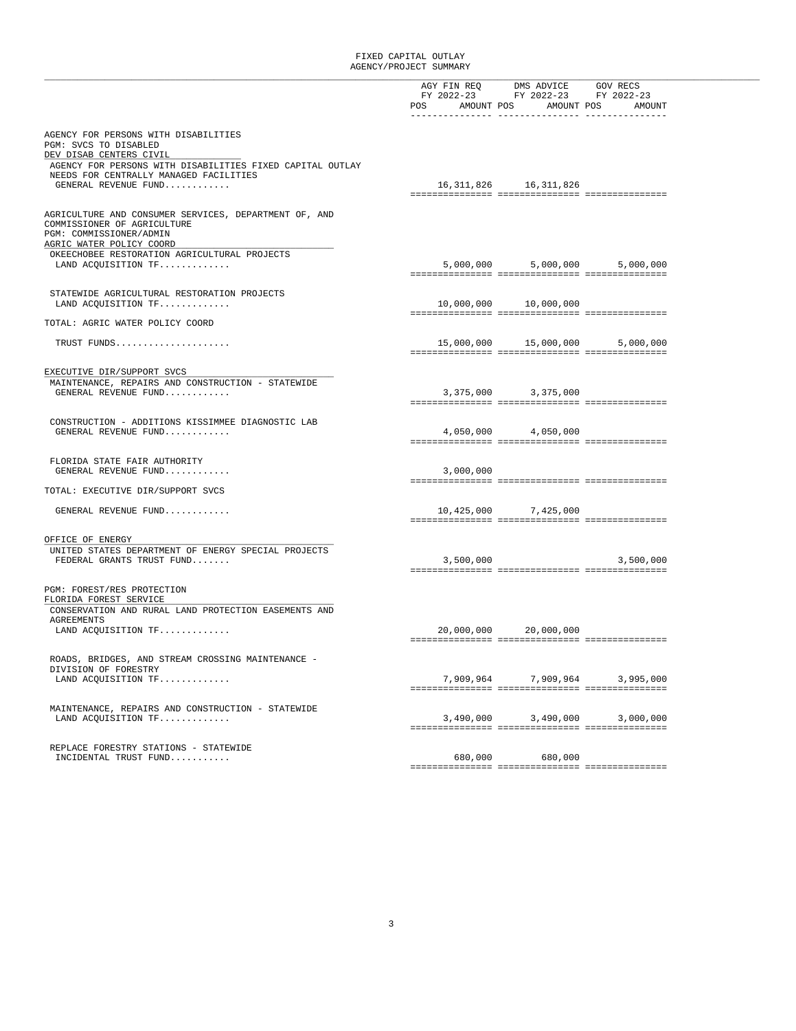FIXED CAPITAL OUTLAY
AGENCY/PROJECT SUMMARY

| | AGY FIN REQ FY 2022-23 POS | AMOUNT | DMS ADVICE FY 2022-23 POS | AMOUNT | GOV RECS FY 2022-23 POS | AMOUNT |
|---|---|---|---|---|---|---|
| AGENCY FOR PERSONS WITH DISABILITIES | | | | | | |
| PGM: SVCS TO DISABLED | | | | | | |
| DEV DISAB CENTERS CIVIL | | | | | | |
| AGENCY FOR PERSONS WITH DISABILITIES FIXED CAPITAL OUTLAY NEEDS FOR CENTRALLY MANAGED FACILITIES | | | | | | |
| GENERAL REVENUE FUND............ | | 16,311,826 | | 16,311,826 | | |
| AGRICULTURE AND CONSUMER SERVICES, DEPARTMENT OF, AND COMMISSIONER OF AGRICULTURE | | | | | | |
| PGM: COMMISSIONER/ADMIN | | | | | | |
| AGRIC WATER POLICY COORD | | | | | | |
| OKEECHOBEE RESTORATION AGRICULTURAL PROJECTS | | | | | | |
| LAND ACQUISITION TF............. | | 5,000,000 | | 5,000,000 | | 5,000,000 |
| STATEWIDE AGRICULTURAL RESTORATION PROJECTS | | | | | | |
| LAND ACQUISITION TF............. | | 10,000,000 | | 10,000,000 | | |
| TOTAL: AGRIC WATER POLICY COORD | | | | | | |
| TRUST FUNDS..................... | | 15,000,000 | | 15,000,000 | | 5,000,000 |
| EXECUTIVE DIR/SUPPORT SVCS | | | | | | |
| MAINTENANCE, REPAIRS AND CONSTRUCTION - STATEWIDE | | | | | | |
| GENERAL REVENUE FUND............ | | 3,375,000 | | 3,375,000 | | |
| CONSTRUCTION - ADDITIONS KISSIMMEE DIAGNOSTIC LAB | | | | | | |
| GENERAL REVENUE FUND............ | | 4,050,000 | | 4,050,000 | | |
| FLORIDA STATE FAIR AUTHORITY | | | | | | |
| GENERAL REVENUE FUND............ | | 3,000,000 | | | | |
| TOTAL: EXECUTIVE DIR/SUPPORT SVCS | | | | | | |
| GENERAL REVENUE FUND............ | | 10,425,000 | | 7,425,000 | | |
| OFFICE OF ENERGY | | | | | | |
| UNITED STATES DEPARTMENT OF ENERGY SPECIAL PROJECTS | | | | | | |
| FEDERAL GRANTS TRUST FUND....... | | 3,500,000 | | | | 3,500,000 |
| PGM: FOREST/RES PROTECTION | | | | | | |
| FLORIDA FOREST SERVICE | | | | | | |
| CONSERVATION AND RURAL LAND PROTECTION EASEMENTS AND AGREEMENTS | | | | | | |
| LAND ACQUISITION TF............. | | 20,000,000 | | 20,000,000 | | |
| ROADS, BRIDGES, AND STREAM CROSSING MAINTENANCE - DIVISION OF FORESTRY | | | | | | |
| LAND ACQUISITION TF............. | | 7,909,964 | | 7,909,964 | | 3,995,000 |
| MAINTENANCE, REPAIRS AND CONSTRUCTION - STATEWIDE | | | | | | |
| LAND ACQUISITION TF............. | | 3,490,000 | | 3,490,000 | | 3,000,000 |
| REPLACE FORESTRY STATIONS - STATEWIDE | | | | | | |
| INCIDENTAL TRUST FUND........... | | 680,000 | | 680,000 | | |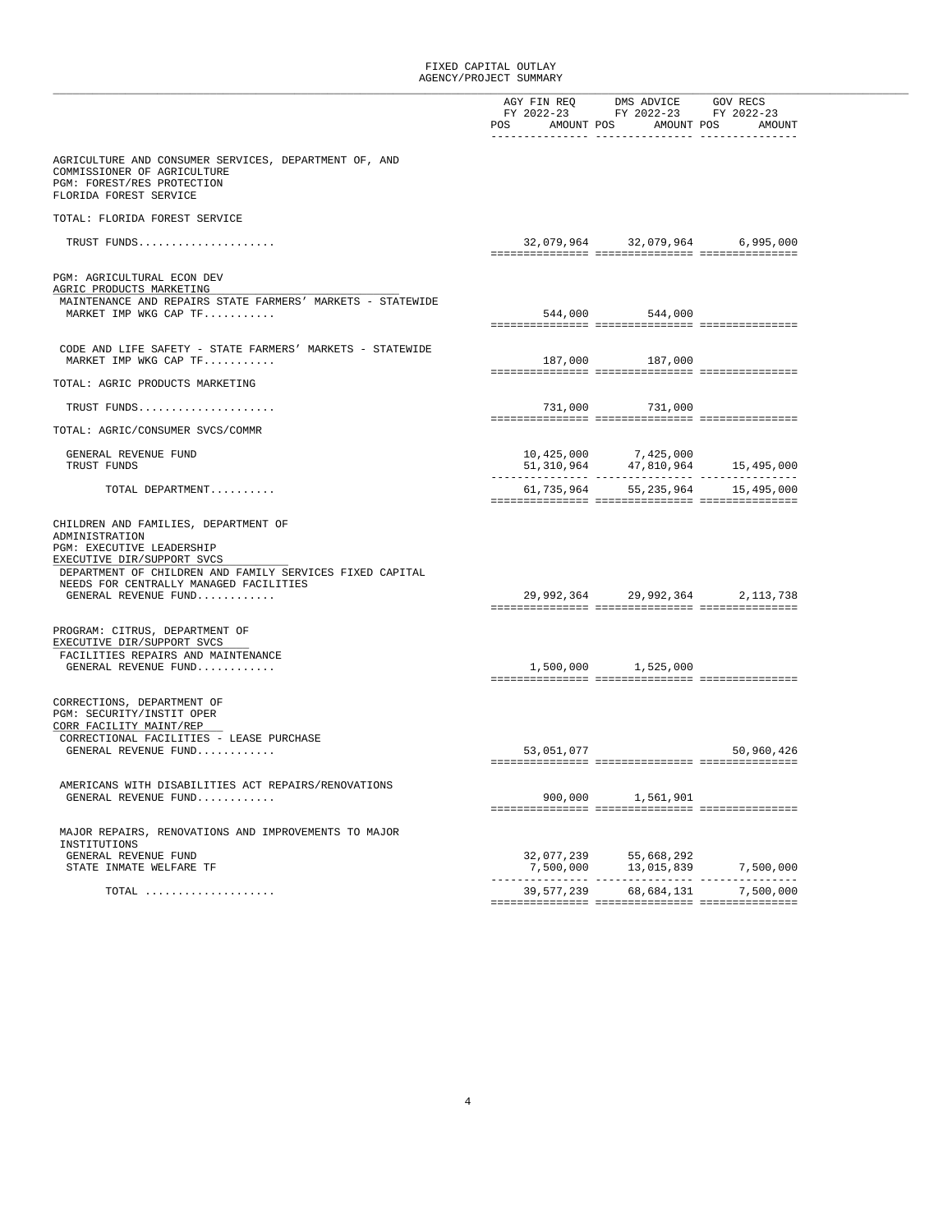# FIXED CAPITAL OUTLAY
## AGENCY/PROJECT SUMMARY

| | AGY FIN REQ FY 2022-23 POS | AMOUNT | DMS ADVICE FY 2022-23 POS | AMOUNT | GOV RECS FY 2022-23 POS | AMOUNT |
|---|---|---|---|---|---|---|
| **AGRICULTURE AND CONSUMER SERVICES, DEPARTMENT OF, AND COMMISSIONER OF AGRICULTURE** | | | | | | |
| PGM: FOREST/RES PROTECTION | | | | | | |
| FLORIDA FOREST SERVICE | | | | | | |
| TOTAL: FLORIDA FOREST SERVICE | | | | | | |
| TRUST FUNDS.................... | | 32,079,964 | | 32,079,964 | | 6,995,000 |
| PGM: AGRICULTURAL ECON DEV | | | | | | |
| AGRIC PRODUCTS MARKETING | | | | | | |
| MAINTENANCE AND REPAIRS STATE FARMERS' MARKETS - STATEWIDE | | | | | | |
| MARKET IMP WKG CAP TF.......... | | 544,000 | | 544,000 | | |
| CODE AND LIFE SAFETY - STATE FARMERS' MARKETS - STATEWIDE | | | | | | |
| MARKET IMP WKG CAP TF.......... | | 187,000 | | 187,000 | | |
| TOTAL: AGRIC PRODUCTS MARKETING | | | | | | |
| TRUST FUNDS.................... | | 731,000 | | 731,000 | | |
| TOTAL: AGRIC/CONSUMER SVCS/COMMR | | | | | | |
| GENERAL REVENUE FUND | | 10,425,000 | | 7,425,000 | | |
| TRUST FUNDS | | 51,310,964 | | 47,810,964 | | 15,495,000 |
| TOTAL DEPARTMENT.......... | | 61,735,964 | | 55,235,964 | | 15,495,000 |
| **CHILDREN AND FAMILIES, DEPARTMENT OF** | | | | | | |
| ADMINISTRATION | | | | | | |
| PGM: EXECUTIVE LEADERSHIP | | | | | | |
| EXECUTIVE DIR/SUPPORT SVCS | | | | | | |
| DEPARTMENT OF CHILDREN AND FAMILY SERVICES FIXED CAPITAL NEEDS FOR CENTRALLY MANAGED FACILITIES | | | | | | |
| GENERAL REVENUE FUND........... | | 29,992,364 | | 29,992,364 | | 2,113,738 |
| **PROGRAM: CITRUS, DEPARTMENT OF** | | | | | | |
| EXECUTIVE DIR/SUPPORT SVCS | | | | | | |
| FACILITIES REPAIRS AND MAINTENANCE | | | | | | |
| GENERAL REVENUE FUND........... | | 1,500,000 | | 1,525,000 | | |
| **CORRECTIONS, DEPARTMENT OF** | | | | | | |
| PGM: SECURITY/INSTIT OPER | | | | | | |
| CORR FACILITY MAINT/REP | | | | | | |
| CORRECTIONAL FACILITIES - LEASE PURCHASE | | | | | | |
| GENERAL REVENUE FUND........... | | 53,051,077 | | | | 50,960,426 |
| AMERICANS WITH DISABILITIES ACT REPAIRS/RENOVATIONS | | | | | | |
| GENERAL REVENUE FUND........... | | 900,000 | | 1,561,901 | | |
| MAJOR REPAIRS, RENOVATIONS AND IMPROVEMENTS TO MAJOR INSTITUTIONS | | | | | | |
| GENERAL REVENUE FUND | | 32,077,239 | | 55,668,292 | | |
| STATE INMATE WELFARE TF | | 7,500,000 | | 13,015,839 | | 7,500,000 |
| TOTAL .................. | | 39,577,239 | | 68,684,131 | | 7,500,000 |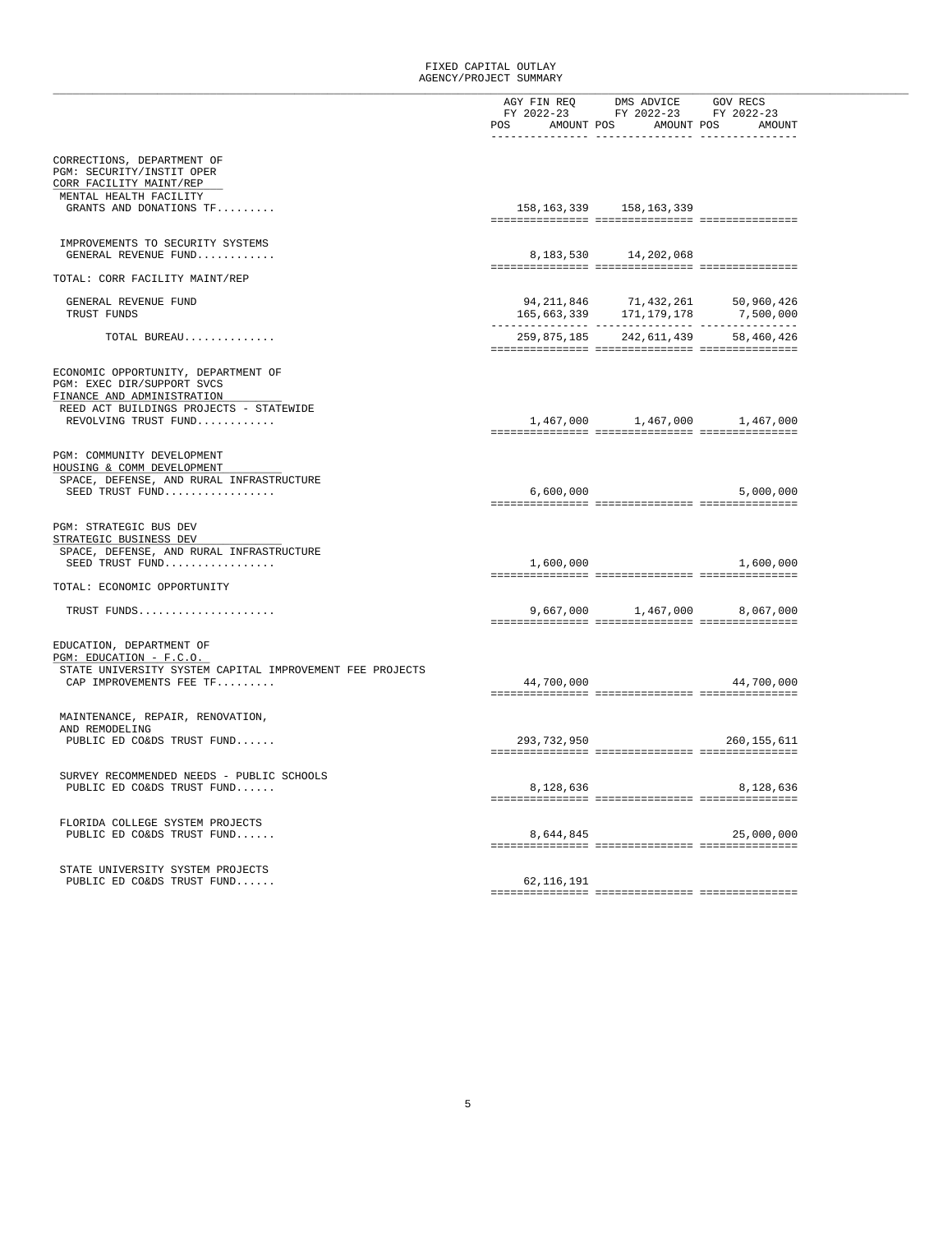FIXED CAPITAL OUTLAY
AGENCY/PROJECT SUMMARY

| | AGY FIN REQ FY 2022-23 POS | AGY FIN REQ FY 2022-23 AMOUNT | DMS ADVICE FY 2022-23 POS | DMS ADVICE FY 2022-23 AMOUNT | GOV RECS FY 2022-23 POS | GOV RECS FY 2022-23 AMOUNT |
|---|---|---|---|---|---|---|
| CORRECTIONS, DEPARTMENT OF | | | | | | |
| PGM: SECURITY/INSTIT OPER | | | | | | |
| CORR FACILITY MAINT/REP | | | | | | |
| MENTAL HEALTH FACILITY | | | | | | |
| GRANTS AND DONATIONS TF......... | | 158,163,339 | | 158,163,339 | | |
| IMPROVEMENTS TO SECURITY SYSTEMS | | | | | | |
| GENERAL REVENUE FUND............ | | 8,183,530 | | 14,202,068 | | |
| TOTAL: CORR FACILITY MAINT/REP | | | | | | |
| GENERAL REVENUE FUND | | 94,211,846 | | 71,432,261 | | 50,960,426 |
| TRUST FUNDS | | 165,663,339 | | 171,179,178 | | 7,500,000 |
| TOTAL BUREAU............. | | 259,875,185 | | 242,611,439 | | 58,460,426 |
| ECONOMIC OPPORTUNITY, DEPARTMENT OF | | | | | | |
| PGM: EXEC DIR/SUPPORT SVCS | | | | | | |
| FINANCE AND ADMINISTRATION | | | | | | |
| REED ACT BUILDINGS PROJECTS - STATEWIDE | | | | | | |
| REVOLVING TRUST FUND........... | | 1,467,000 | | 1,467,000 | | 1,467,000 |
| PGM: COMMUNITY DEVELOPMENT | | | | | | |
| HOUSING & COMM DEVELOPMENT | | | | | | |
| SPACE, DEFENSE, AND RURAL INFRASTRUCTURE | | | | | | |
| SEED TRUST FUND................ | | 6,600,000 | | | | 5,000,000 |
| PGM: STRATEGIC BUS DEV | | | | | | |
| STRATEGIC BUSINESS DEV | | | | | | |
| SPACE, DEFENSE, AND RURAL INFRASTRUCTURE | | | | | | |
| SEED TRUST FUND................ | | 1,600,000 | | | | 1,600,000 |
| TOTAL: ECONOMIC OPPORTUNITY | | | | | | |
| TRUST FUNDS.................... | | 9,667,000 | | 1,467,000 | | 8,067,000 |
| EDUCATION, DEPARTMENT OF | | | | | | |
| PGM: EDUCATION - F.C.O. | | | | | | |
| STATE UNIVERSITY SYSTEM CAPITAL IMPROVEMENT FEE PROJECTS | | | | | | |
| CAP IMPROVEMENTS FEE TF......... | | 44,700,000 | | | | 44,700,000 |
| MAINTENANCE, REPAIR, RENOVATION, AND REMODELING | | | | | | |
| PUBLIC ED CO&DS TRUST FUND...... | | 293,732,950 | | | | 260,155,611 |
| SURVEY RECOMMENDED NEEDS - PUBLIC SCHOOLS | | | | | | |
| PUBLIC ED CO&DS TRUST FUND...... | | 8,128,636 | | | | 8,128,636 |
| FLORIDA COLLEGE SYSTEM PROJECTS | | | | | | |
| PUBLIC ED CO&DS TRUST FUND...... | | 8,644,845 | | | | 25,000,000 |
| STATE UNIVERSITY SYSTEM PROJECTS | | | | | | |
| PUBLIC ED CO&DS TRUST FUND...... | | 62,116,191 | | | | |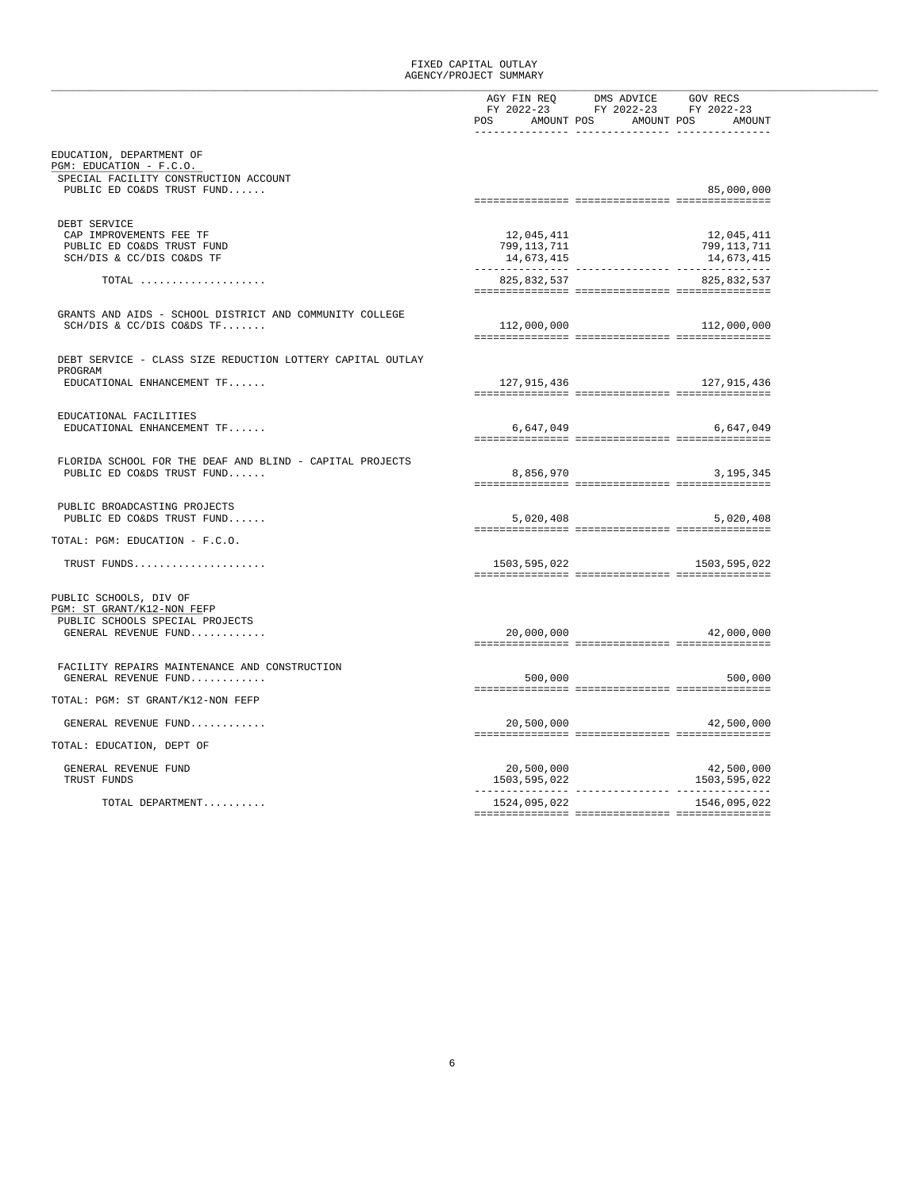# FIXED CAPITAL OUTLAY
## AGENCY/PROJECT SUMMARY

| | AGY FIN REQ FY 2022-23 POS | AGY FIN REQ FY 2022-23 AMOUNT | DMS ADVICE FY 2022-23 POS | DMS ADVICE FY 2022-23 AMOUNT | GOV RECS FY 2022-23 POS | GOV RECS FY 2022-23 AMOUNT |
|---|---|---|---|---|---|---|
| **EDUCATION, DEPARTMENT OF** | | | | | | |
| PGM: EDUCATION - F.C.O. | | | | | | |
| SPECIAL FACILITY CONSTRUCTION ACCOUNT | | | | | | |
| PUBLIC ED CO&DS TRUST FUND...... | | | | | | 85,000,000 |
| DEBT SERVICE | | | | | | |
| CAP IMPROVEMENTS FEE TF | | 12,045,411 | | | | 12,045,411 |
| PUBLIC ED CO&DS TRUST FUND | | 799,113,711 | | | | 799,113,711 |
| SCH/DIS & CC/DIS CO&DS TF | | 14,673,415 | | | | 14,673,415 |
| TOTAL .................... | | 825,832,537 | | | | 825,832,537 |
| GRANTS AND AIDS - SCHOOL DISTRICT AND COMMUNITY COLLEGE | | | | | | |
| SCH/DIS & CC/DIS CO&DS TF....... | | 112,000,000 | | | | 112,000,000 |
| DEBT SERVICE - CLASS SIZE REDUCTION LOTTERY CAPITAL OUTLAY PROGRAM | | | | | | |
| EDUCATIONAL ENHANCEMENT TF...... | | 127,915,436 | | | | 127,915,436 |
| EDUCATIONAL FACILITIES | | | | | | |
| EDUCATIONAL ENHANCEMENT TF...... | | 6,647,049 | | | | 6,647,049 |
| FLORIDA SCHOOL FOR THE DEAF AND BLIND - CAPITAL PROJECTS | | | | | | |
| PUBLIC ED CO&DS TRUST FUND...... | | 8,856,970 | | | | 3,195,345 |
| PUBLIC BROADCASTING PROJECTS | | | | | | |
| PUBLIC ED CO&DS TRUST FUND...... | | 5,020,408 | | | | 5,020,408 |
| TOTAL: PGM: EDUCATION - F.C.O. | | | | | | |
| TRUST FUNDS..................... | | 1503,595,022 | | | | 1503,595,022 |
| **PUBLIC SCHOOLS, DIV OF** | | | | | | |
| PGM: ST GRANT/K12-NON FEFP | | | | | | |
| PUBLIC SCHOOLS SPECIAL PROJECTS | | | | | | |
| GENERAL REVENUE FUND............ | | 20,000,000 | | | | 42,000,000 |
| FACILITY REPAIRS MAINTENANCE AND CONSTRUCTION | | | | | | |
| GENERAL REVENUE FUND............ | | 500,000 | | | | 500,000 |
| TOTAL: PGM: ST GRANT/K12-NON FEFP | | | | | | |
| GENERAL REVENUE FUND............ | | 20,500,000 | | | | 42,500,000 |
| TOTAL: EDUCATION, DEPT OF | | | | | | |
| GENERAL REVENUE FUND | | 20,500,000 | | | | 42,500,000 |
| TRUST FUNDS | | 1503,595,022 | | | | 1503,595,022 |
| TOTAL DEPARTMENT.......... | | 1524,095,022 | | | | 1546,095,022 |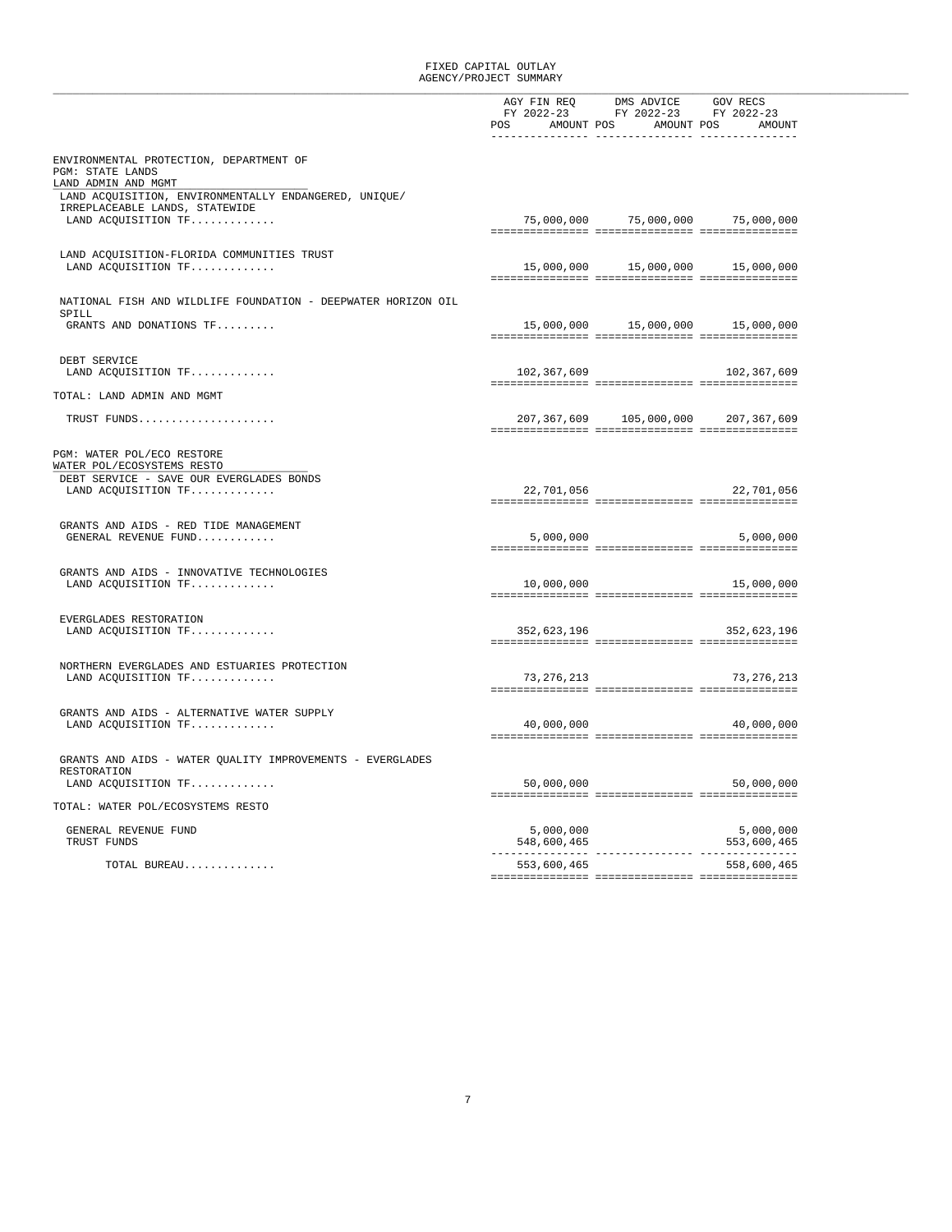# FIXED CAPITAL OUTLAY
## AGENCY/PROJECT SUMMARY

| | AGY FIN REQ FY 2022-23 POS | AMOUNT | DMS ADVICE FY 2022-23 POS | AMOUNT | GOV RECS FY 2022-23 POS | AMOUNT |
|---|---|---|---|---|---|---|
| **ENVIRONMENTAL PROTECTION, DEPARTMENT OF** | | | | | | |
| PGM: STATE LANDS | | | | | | |
| LAND ADMIN AND MGMT | | | | | | |
| LAND ACQUISITION, ENVIRONMENTALLY ENDANGERED, UNIQUE/ IRREPLACEABLE LANDS, STATEWIDE | | | | | | |
| LAND ACQUISITION TF............. | | 75,000,000 | | 75,000,000 | | 75,000,000 |
| LAND ACQUISITION-FLORIDA COMMUNITIES TRUST | | | | | | |
| LAND ACQUISITION TF............. | | 15,000,000 | | 15,000,000 | | 15,000,000 |
| NATIONAL FISH AND WILDLIFE FOUNDATION - DEEPWATER HORIZON OIL SPILL | | | | | | |
| GRANTS AND DONATIONS TF......... | | 15,000,000 | | 15,000,000 | | 15,000,000 |
| DEBT SERVICE | | | | | | |
| LAND ACQUISITION TF............. | | 102,367,609 | | | | 102,367,609 |
| TOTAL: LAND ADMIN AND MGMT | | | | | | |
| TRUST FUNDS..................... | | 207,367,609 | | 105,000,000 | | 207,367,609 |
| PGM: WATER POL/ECO RESTORE | | | | | | |
| WATER POL/ECOSYSTEMS RESTO | | | | | | |
| DEBT SERVICE - SAVE OUR EVERGLADES BONDS | | | | | | |
| LAND ACQUISITION TF............. | | 22,701,056 | | | | 22,701,056 |
| GRANTS AND AIDS - RED TIDE MANAGEMENT | | | | | | |
| GENERAL REVENUE FUND............ | | 5,000,000 | | | | 5,000,000 |
| GRANTS AND AIDS - INNOVATIVE TECHNOLOGIES | | | | | | |
| LAND ACQUISITION TF............. | | 10,000,000 | | | | 15,000,000 |
| EVERGLADES RESTORATION | | | | | | |
| LAND ACQUISITION TF............. | | 352,623,196 | | | | 352,623,196 |
| NORTHERN EVERGLADES AND ESTUARIES PROTECTION | | | | | | |
| LAND ACQUISITION TF............. | | 73,276,213 | | | | 73,276,213 |
| GRANTS AND AIDS - ALTERNATIVE WATER SUPPLY | | | | | | |
| LAND ACQUISITION TF............. | | 40,000,000 | | | | 40,000,000 |
| GRANTS AND AIDS - WATER QUALITY IMPROVEMENTS - EVERGLADES RESTORATION | | | | | | |
| LAND ACQUISITION TF............. | | 50,000,000 | | | | 50,000,000 |
| TOTAL: WATER POL/ECOSYSTEMS RESTO | | | | | | |
| GENERAL REVENUE FUND | | 5,000,000 | | | | 5,000,000 |
| TRUST FUNDS | | 548,600,465 | | | | 553,600,465 |
| TOTAL BUREAU............. | | 553,600,465 | | | | 558,600,465 |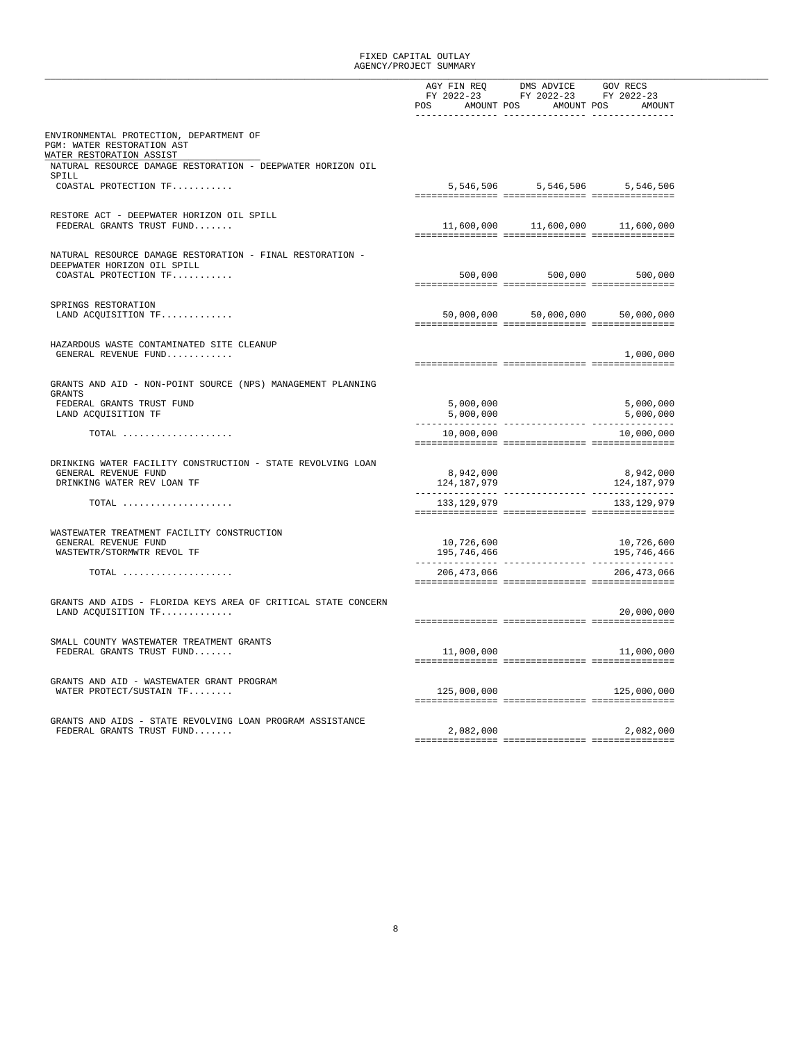FIXED CAPITAL OUTLAY
AGENCY/PROJECT SUMMARY

| | AGY FIN REQ FY 2022-23 POS | AMOUNT | DMS ADVICE FY 2022-23 POS | AMOUNT | GOV RECS FY 2022-23 POS | AMOUNT |
|---|---|---|---|---|---|---|
| ENVIRONMENTAL PROTECTION, DEPARTMENT OF | | | | | | |
| PGM: WATER RESTORATION AST | | | | | | |
| WATER RESTORATION ASSIST | | | | | | |
| NATURAL RESOURCE DAMAGE RESTORATION - DEEPWATER HORIZON OIL SPILL | | | | | | |
| COASTAL PROTECTION TF........... | | 5,546,506 | | 5,546,506 | | 5,546,506 |
| RESTORE ACT - DEEPWATER HORIZON OIL SPILL | | | | | | |
| FEDERAL GRANTS TRUST FUND....... | | 11,600,000 | | 11,600,000 | | 11,600,000 |
| NATURAL RESOURCE DAMAGE RESTORATION - FINAL RESTORATION - DEEPWATER HORIZON OIL SPILL | | | | | | |
| COASTAL PROTECTION TF........... | | 500,000 | | 500,000 | | 500,000 |
| SPRINGS RESTORATION | | | | | | |
| LAND ACQUISITION TF............. | | 50,000,000 | | 50,000,000 | | 50,000,000 |
| HAZARDOUS WASTE CONTAMINATED SITE CLEANUP | | | | | | |
| GENERAL REVENUE FUND............ | | | | | | 1,000,000 |
| GRANTS AND AID - NON-POINT SOURCE (NPS) MANAGEMENT PLANNING GRANTS | | | | | | |
| FEDERAL GRANTS TRUST FUND | | 5,000,000 | | | | 5,000,000 |
| LAND ACQUISITION TF | | 5,000,000 | | | | 5,000,000 |
| TOTAL .................... | | 10,000,000 | | | | 10,000,000 |
| DRINKING WATER FACILITY CONSTRUCTION - STATE REVOLVING LOAN | | | | | | |
| GENERAL REVENUE FUND | | 8,942,000 | | | | 8,942,000 |
| DRINKING WATER REV LOAN TF | | 124,187,979 | | | | 124,187,979 |
| TOTAL .................... | | 133,129,979 | | | | 133,129,979 |
| WASTEWATER TREATMENT FACILITY CONSTRUCTION | | | | | | |
| GENERAL REVENUE FUND | | 10,726,600 | | | | 10,726,600 |
| WASTEWTR/STORMWTR REVOL TF | | 195,746,466 | | | | 195,746,466 |
| TOTAL .................... | | 206,473,066 | | | | 206,473,066 |
| GRANTS AND AIDS - FLORIDA KEYS AREA OF CRITICAL STATE CONCERN | | | | | | |
| LAND ACQUISITION TF............. | | | | | | 20,000,000 |
| SMALL COUNTY WASTEWATER TREATMENT GRANTS | | | | | | |
| FEDERAL GRANTS TRUST FUND....... | | 11,000,000 | | | | 11,000,000 |
| GRANTS AND AID - WASTEWATER GRANT PROGRAM | | | | | | |
| WATER PROTECT/SUSTAIN TF........ | | 125,000,000 | | | | 125,000,000 |
| GRANTS AND AIDS - STATE REVOLVING LOAN PROGRAM ASSISTANCE | | | | | | |
| FEDERAL GRANTS TRUST FUND....... | | 2,082,000 | | | | 2,082,000 |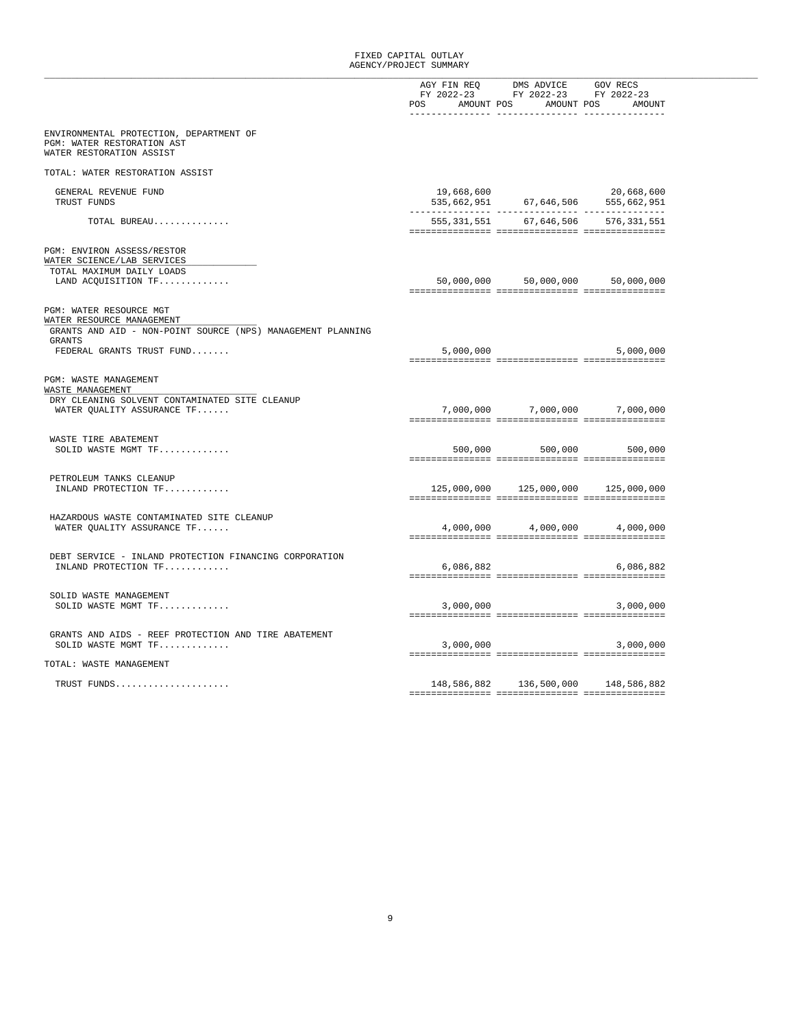# FIXED CAPITAL OUTLAY
## AGENCY/PROJECT SUMMARY

| | AGY FIN REQ FY 2022-23 POS | AMOUNT | DMS ADVICE FY 2022-23 POS | AMOUNT | GOV RECS FY 2022-23 POS | AMOUNT |
|---|---|---|---|---|---|---|
| ENVIRONMENTAL PROTECTION, DEPARTMENT OF | | | | | | |
| PGM: WATER RESTORATION AST | | | | | | |
| WATER RESTORATION ASSIST | | | | | | |
| TOTAL: WATER RESTORATION ASSIST | | | | | | |
| GENERAL REVENUE FUND | | 19,668,600 | | | | 20,668,600 |
| TRUST FUNDS | | 535,662,951 | | 67,646,506 | | 555,662,951 |
| TOTAL BUREAU.............. | | 555,331,551 | | 67,646,506 | | 576,331,551 |
| PGM: ENVIRON ASSESS/RESTOR | | | | | | |
| WATER SCIENCE/LAB SERVICES | | | | | | |
| TOTAL MAXIMUM DAILY LOADS | | | | | | |
| LAND ACQUISITION TF............. | | 50,000,000 | | 50,000,000 | | 50,000,000 |
| PGM: WATER RESOURCE MGT | | | | | | |
| WATER RESOURCE MANAGEMENT | | | | | | |
| GRANTS AND AID - NON-POINT SOURCE (NPS) MANAGEMENT PLANNING GRANTS | | | | | | |
| FEDERAL GRANTS TRUST FUND....... | | 5,000,000 | | | | 5,000,000 |
| PGM: WASTE MANAGEMENT | | | | | | |
| WASTE MANAGEMENT | | | | | | |
| DRY CLEANING SOLVENT CONTAMINATED SITE CLEANUP | | | | | | |
| WATER QUALITY ASSURANCE TF...... | | 7,000,000 | | 7,000,000 | | 7,000,000 |
| WASTE TIRE ABATEMENT | | | | | | |
| SOLID WASTE MGMT TF............. | | 500,000 | | 500,000 | | 500,000 |
| PETROLEUM TANKS CLEANUP | | | | | | |
| INLAND PROTECTION TF............ | | 125,000,000 | | 125,000,000 | | 125,000,000 |
| HAZARDOUS WASTE CONTAMINATED SITE CLEANUP | | | | | | |
| WATER QUALITY ASSURANCE TF...... | | 4,000,000 | | 4,000,000 | | 4,000,000 |
| DEBT SERVICE - INLAND PROTECTION FINANCING CORPORATION | | | | | | |
| INLAND PROTECTION TF............ | | 6,086,882 | | | | 6,086,882 |
| SOLID WASTE MANAGEMENT | | | | | | |
| SOLID WASTE MGMT TF............. | | 3,000,000 | | | | 3,000,000 |
| GRANTS AND AIDS - REEF PROTECTION AND TIRE ABATEMENT | | | | | | |
| SOLID WASTE MGMT TF............. | | 3,000,000 | | | | 3,000,000 |
| TOTAL: WASTE MANAGEMENT | | | | | | |
| TRUST FUNDS..................... | | 148,586,882 | | 136,500,000 | | 148,586,882 |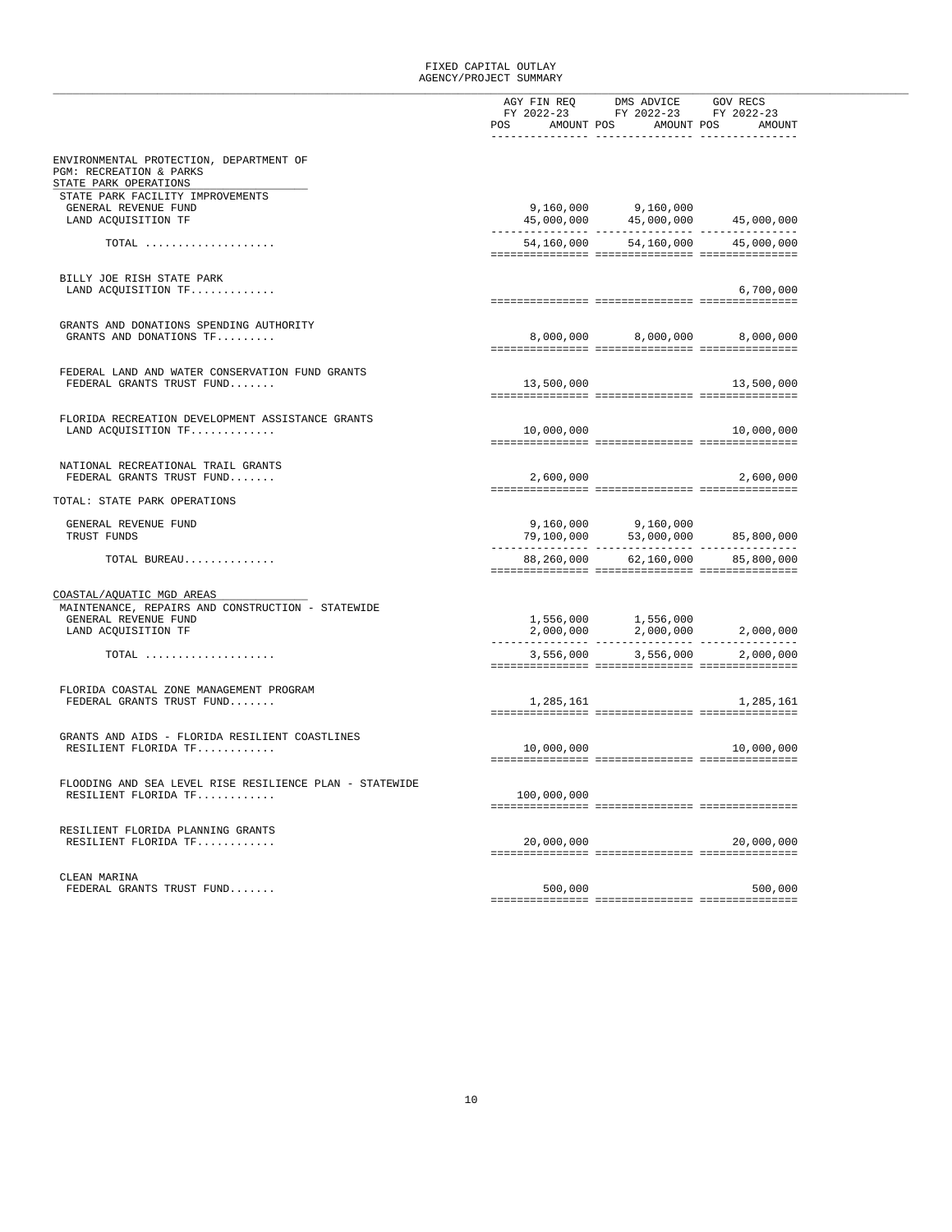# FIXED CAPITAL OUTLAY
## AGENCY/PROJECT SUMMARY

| | AGY FIN REQ FY 2022-23 POS | AMOUNT | DMS ADVICE FY 2022-23 POS | AMOUNT | GOV RECS FY 2022-23 POS | AMOUNT |
|---|---|---|---|---|---|---|
| **ENVIRONMENTAL PROTECTION, DEPARTMENT OF** | | | | | | |
| **PGM: RECREATION & PARKS** | | | | | | |
| **STATE PARK OPERATIONS** | | | | | | |
| STATE PARK FACILITY IMPROVEMENTS | | | | | | |
| GENERAL REVENUE FUND | | 9,160,000 | | 9,160,000 | | |
| LAND ACQUISITION TF | | 45,000,000 | | 45,000,000 | | 45,000,000 |
| TOTAL .................... | | 54,160,000 | | 54,160,000 | | 45,000,000 |
| BILLY JOE RISH STATE PARK | | | | | | |
| LAND ACQUISITION TF............. | | | | | | 6,700,000 |
| GRANTS AND DONATIONS SPENDING AUTHORITY | | | | | | |
| GRANTS AND DONATIONS TF......... | | 8,000,000 | | 8,000,000 | | 8,000,000 |
| FEDERAL LAND AND WATER CONSERVATION FUND GRANTS | | | | | | |
| FEDERAL GRANTS TRUST FUND....... | | 13,500,000 | | | | 13,500,000 |
| FLORIDA RECREATION DEVELOPMENT ASSISTANCE GRANTS | | | | | | |
| LAND ACQUISITION TF............. | | 10,000,000 | | | | 10,000,000 |
| NATIONAL RECREATIONAL TRAIL GRANTS | | | | | | |
| FEDERAL GRANTS TRUST FUND....... | | 2,600,000 | | | | 2,600,000 |
| TOTAL: STATE PARK OPERATIONS | | | | | | |
| GENERAL REVENUE FUND | | 9,160,000 | | 9,160,000 | | |
| TRUST FUNDS | | 79,100,000 | | 53,000,000 | | 85,800,000 |
| TOTAL BUREAU.............. | | 88,260,000 | | 62,160,000 | | 85,800,000 |
| **COASTAL/AQUATIC MGD AREAS** | | | | | | |
| MAINTENANCE, REPAIRS AND CONSTRUCTION - STATEWIDE | | | | | | |
| GENERAL REVENUE FUND | | 1,556,000 | | 1,556,000 | | |
| LAND ACQUISITION TF | | 2,000,000 | | 2,000,000 | | 2,000,000 |
| TOTAL .................... | | 3,556,000 | | 3,556,000 | | 2,000,000 |
| FLORIDA COASTAL ZONE MANAGEMENT PROGRAM | | | | | | |
| FEDERAL GRANTS TRUST FUND....... | | 1,285,161 | | | | 1,285,161 |
| GRANTS AND AIDS - FLORIDA RESILIENT COASTLINES | | | | | | |
| RESILIENT FLORIDA TF............ | | 10,000,000 | | | | 10,000,000 |
| FLOODING AND SEA LEVEL RISE RESILIENCE PLAN - STATEWIDE | | | | | | |
| RESILIENT FLORIDA TF............ | | 100,000,000 | | | | |
| RESILIENT FLORIDA PLANNING GRANTS | | | | | | |
| RESILIENT FLORIDA TF............ | | 20,000,000 | | | | 20,000,000 |
| CLEAN MARINA | | | | | | |
| FEDERAL GRANTS TRUST FUND....... | | 500,000 | | | | 500,000 |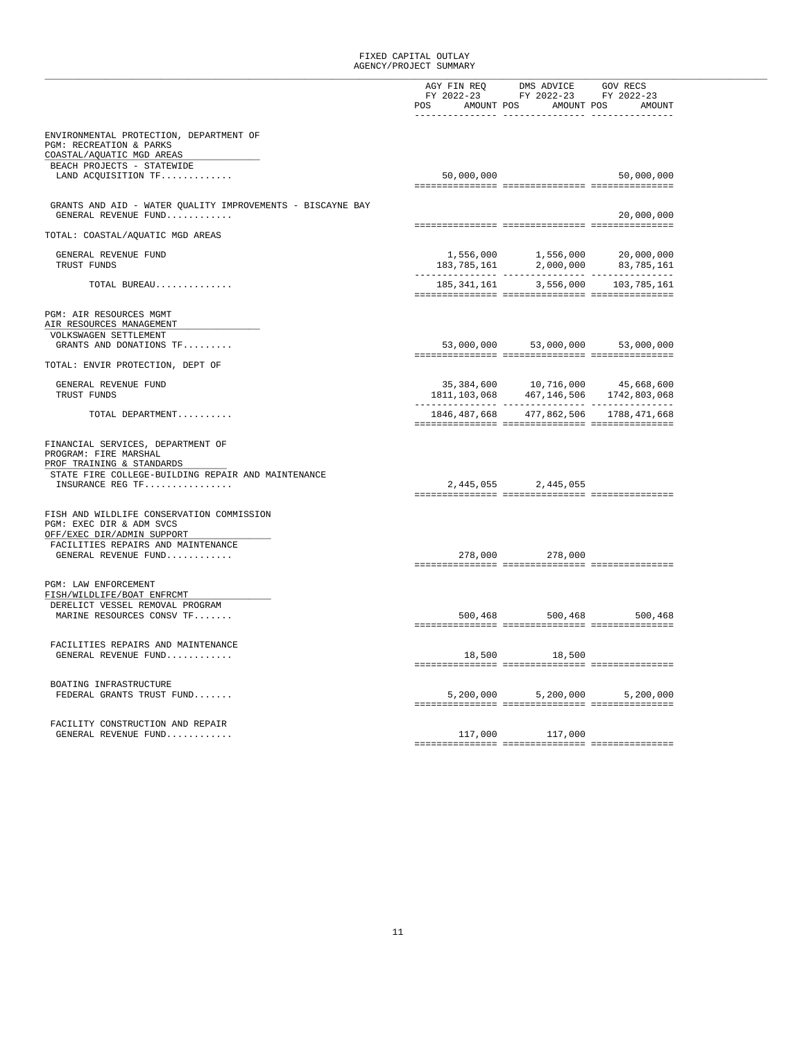# FIXED CAPITAL OUTLAY
## AGENCY/PROJECT SUMMARY

| | AGY FIN REQ FY 2022-23 POS | AMOUNT | DMS ADVICE FY 2022-23 POS | AMOUNT | GOV RECS FY 2022-23 POS | AMOUNT |
|---|---|---|---|---|---|---|
| **ENVIRONMENTAL PROTECTION, DEPARTMENT OF** | | | | | | |
| PGM: RECREATION & PARKS | | | | | | |
| COASTAL/AQUATIC MGD AREAS | | | | | | |
| BEACH PROJECTS - STATEWIDE | | | | | | |
| LAND ACQUISITION TF............ | | 50,000,000 | | | | 50,000,000 |
| GRANTS AND AID - WATER QUALITY IMPROVEMENTS - BISCAYNE BAY | | | | | | |
| GENERAL REVENUE FUND........... | | | | | | 20,000,000 |
| TOTAL: COASTAL/AQUATIC MGD AREAS | | | | | | |
| GENERAL REVENUE FUND | | 1,556,000 | | 1,556,000 | | 20,000,000 |
| TRUST FUNDS | | 183,785,161 | | 2,000,000 | | 83,785,161 |
| TOTAL BUREAU............. | | 185,341,161 | | 3,556,000 | | 103,785,161 |
| PGM: AIR RESOURCES MGMT | | | | | | |
| AIR RESOURCES MANAGEMENT | | | | | | |
| VOLKSWAGEN SETTLEMENT | | | | | | |
| GRANTS AND DONATIONS TF........ | | 53,000,000 | | 53,000,000 | | 53,000,000 |
| TOTAL: ENVIR PROTECTION, DEPT OF | | | | | | |
| GENERAL REVENUE FUND | | 35,384,600 | | 10,716,000 | | 45,668,600 |
| TRUST FUNDS | | 1811,103,068 | | 467,146,506 | | 1742,803,068 |
| TOTAL DEPARTMENT.......... | | 1846,487,668 | | 477,862,506 | | 1788,471,668 |
| **FINANCIAL SERVICES, DEPARTMENT OF** | | | | | | |
| PROGRAM: FIRE MARSHAL | | | | | | |
| PROF TRAINING & STANDARDS | | | | | | |
| STATE FIRE COLLEGE-BUILDING REPAIR AND MAINTENANCE | | | | | | |
| INSURANCE REG TF................ | | 2,445,055 | | 2,445,055 | | |
| **FISH AND WILDLIFE CONSERVATION COMMISSION** | | | | | | |
| PGM: EXEC DIR & ADM SVCS | | | | | | |
| OFF/EXEC DIR/ADMIN SUPPORT | | | | | | |
| FACILITIES REPAIRS AND MAINTENANCE | | | | | | |
| GENERAL REVENUE FUND........... | | 278,000 | | 278,000 | | |
| PGM: LAW ENFORCEMENT | | | | | | |
| FISH/WILDLIFE/BOAT ENFRCMT | | | | | | |
| DERELICT VESSEL REMOVAL PROGRAM | | | | | | |
| MARINE RESOURCES CONSV TF....... | | 500,468 | | 500,468 | | 500,468 |
| FACILITIES REPAIRS AND MAINTENANCE | | | | | | |
| GENERAL REVENUE FUND........... | | 18,500 | | 18,500 | | |
| BOATING INFRASTRUCTURE | | | | | | |
| FEDERAL GRANTS TRUST FUND....... | | 5,200,000 | | 5,200,000 | | 5,200,000 |
| FACILITY CONSTRUCTION AND REPAIR | | | | | | |
| GENERAL REVENUE FUND........... | | 117,000 | | 117,000 | | |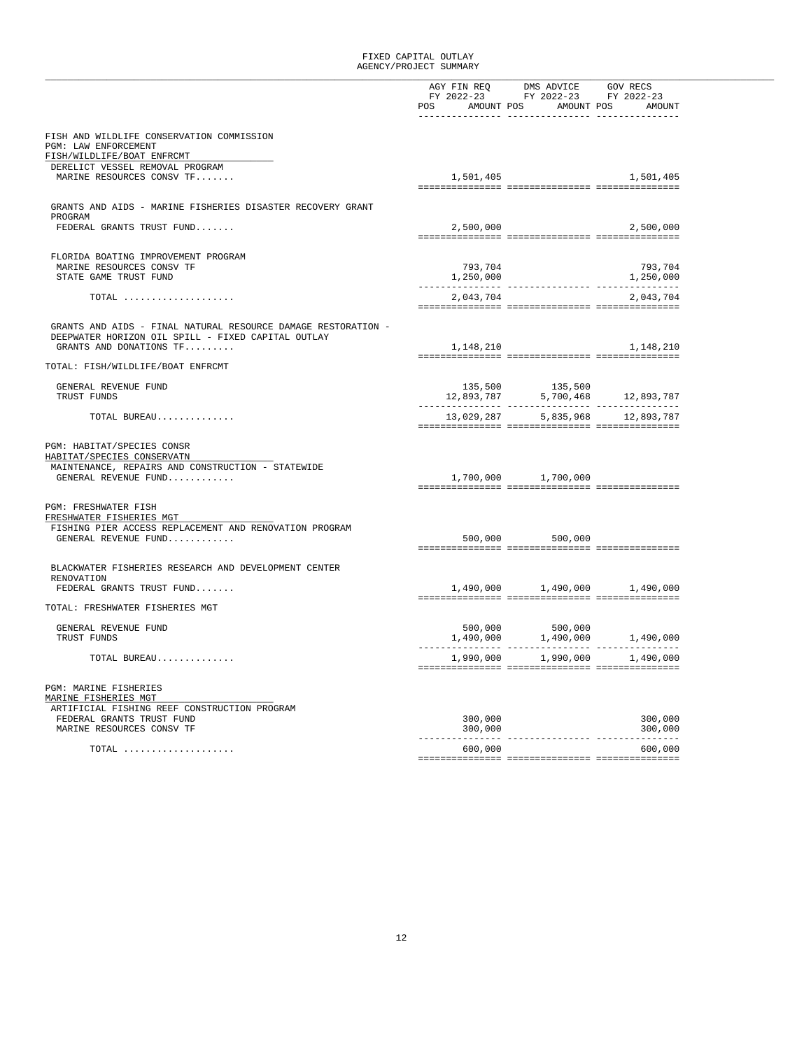# FIXED CAPITAL OUTLAY
## AGENCY/PROJECT SUMMARY

| | AGY FIN REQ FY 2022-23 POS | AGY FIN REQ FY 2022-23 AMOUNT | DMS ADVICE FY 2022-23 POS | DMS ADVICE FY 2022-23 AMOUNT | GOV RECS FY 2022-23 POS | GOV RECS FY 2022-23 AMOUNT |
|---|---|---|---|---|---|---|
| **FISH AND WILDLIFE CONSERVATION COMMISSION** | | | | | | |
| PGM: LAW ENFORCEMENT | | | | | | |
| FISH/WILDLIFE/BOAT ENFRCMT | | | | | | |
| DERELICT VESSEL REMOVAL PROGRAM | | | | | | |
| MARINE RESOURCES CONSV TF....... | | 1,501,405 | | | | 1,501,405 |
| GRANTS AND AIDS - MARINE FISHERIES DISASTER RECOVERY GRANT PROGRAM | | | | | | |
| FEDERAL GRANTS TRUST FUND....... | | 2,500,000 | | | | 2,500,000 |
| FLORIDA BOATING IMPROVEMENT PROGRAM | | | | | | |
| MARINE RESOURCES CONSV TF | | 793,704 | | | | 793,704 |
| STATE GAME TRUST FUND | | 1,250,000 | | | | 1,250,000 |
| TOTAL .................... | | 2,043,704 | | | | 2,043,704 |
| GRANTS AND AIDS - FINAL NATURAL RESOURCE DAMAGE RESTORATION - DEEPWATER HORIZON OIL SPILL - FIXED CAPITAL OUTLAY | | | | | | |
| GRANTS AND DONATIONS TF......... | | 1,148,210 | | | | 1,148,210 |
| TOTAL: FISH/WILDLIFE/BOAT ENFRCMT | | | | | | |
| GENERAL REVENUE FUND | | 135,500 | | 135,500 | | |
| TRUST FUNDS | | 12,893,787 | | 5,700,468 | | 12,893,787 |
| TOTAL BUREAU.............. | | 13,029,287 | | 5,835,968 | | 12,893,787 |
| PGM: HABITAT/SPECIES CONSR | | | | | | |
| HABITAT/SPECIES CONSERVATN | | | | | | |
| MAINTENANCE, REPAIRS AND CONSTRUCTION - STATEWIDE | | | | | | |
| GENERAL REVENUE FUND............ | | 1,700,000 | | 1,700,000 | | |
| PGM: FRESHWATER FISH | | | | | | |
| FRESHWATER FISHERIES MGT | | | | | | |
| FISHING PIER ACCESS REPLACEMENT AND RENOVATION PROGRAM | | | | | | |
| GENERAL REVENUE FUND............ | | 500,000 | | 500,000 | | |
| BLACKWATER FISHERIES RESEARCH AND DEVELOPMENT CENTER RENOVATION | | | | | | |
| FEDERAL GRANTS TRUST FUND....... | | 1,490,000 | | 1,490,000 | | 1,490,000 |
| TOTAL: FRESHWATER FISHERIES MGT | | | | | | |
| GENERAL REVENUE FUND | | 500,000 | | 500,000 | | |
| TRUST FUNDS | | 1,490,000 | | 1,490,000 | | 1,490,000 |
| TOTAL BUREAU.............. | | 1,990,000 | | 1,990,000 | | 1,490,000 |
| PGM: MARINE FISHERIES | | | | | | |
| MARINE FISHERIES MGT | | | | | | |
| ARTIFICIAL FISHING REEF CONSTRUCTION PROGRAM | | | | | | |
| FEDERAL GRANTS TRUST FUND | | 300,000 | | | | 300,000 |
| MARINE RESOURCES CONSV TF | | 300,000 | | | | 300,000 |
| TOTAL .................... | | 600,000 | | | | 600,000 |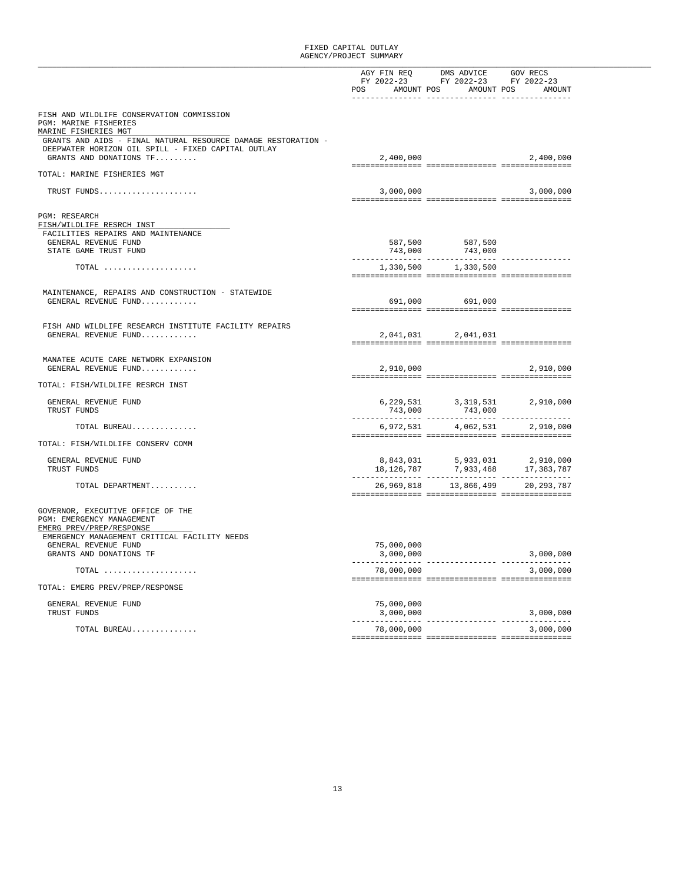FIXED CAPITAL OUTLAY
AGENCY/PROJECT SUMMARY

| | AGY FIN REQ FY 2022-23 POS | AMOUNT | DMS ADVICE FY 2022-23 POS | AMOUNT | GOV RECS FY 2022-23 POS | AMOUNT |
|---|---|---|---|---|---|---|
| FISH AND WILDLIFE CONSERVATION COMMISSION | | | | | | |
| PGM: MARINE FISHERIES | | | | | | |
| MARINE FISHERIES MGT | | | | | | |
| GRANTS AND AIDS - FINAL NATURAL RESOURCE DAMAGE RESTORATION - DEEPWATER HORIZON OIL SPILL - FIXED CAPITAL OUTLAY | | | | | | |
| GRANTS AND DONATIONS TF......... | | 2,400,000 | | | | 2,400,000 |
| TOTAL: MARINE FISHERIES MGT | | | | | | |
| TRUST FUNDS..................... | | 3,000,000 | | | | 3,000,000 |
| PGM: RESEARCH | | | | | | |
| FISH/WILDLIFE RESRCH INST | | | | | | |
| FACILITIES REPAIRS AND MAINTENANCE | | | | | | |
| GENERAL REVENUE FUND | | 587,500 | | 587,500 | | |
| STATE GAME TRUST FUND | | 743,000 | | 743,000 | | |
| TOTAL .................... | | 1,330,500 | | 1,330,500 | | |
| MAINTENANCE, REPAIRS AND CONSTRUCTION - STATEWIDE | | | | | | |
| GENERAL REVENUE FUND............ | | 691,000 | | 691,000 | | |
| FISH AND WILDLIFE RESEARCH INSTITUTE FACILITY REPAIRS | | | | | | |
| GENERAL REVENUE FUND............ | | 2,041,031 | | 2,041,031 | | |
| MANATEE ACUTE CARE NETWORK EXPANSION | | | | | | |
| GENERAL REVENUE FUND............ | | 2,910,000 | | | | 2,910,000 |
| TOTAL: FISH/WILDLIFE RESRCH INST | | | | | | |
| GENERAL REVENUE FUND | | 6,229,531 | | 3,319,531 | | 2,910,000 |
| TRUST FUNDS | | 743,000 | | 743,000 | | |
| TOTAL BUREAU............. | | 6,972,531 | | 4,062,531 | | 2,910,000 |
| TOTAL: FISH/WILDLIFE CONSERV COMM | | | | | | |
| GENERAL REVENUE FUND | | 8,843,031 | | 5,933,031 | | 2,910,000 |
| TRUST FUNDS | | 18,126,787 | | 7,933,468 | | 17,383,787 |
| TOTAL DEPARTMENT.......... | | 26,969,818 | | 13,866,499 | | 20,293,787 |
| GOVERNOR, EXECUTIVE OFFICE OF THE | | | | | | |
| PGM: EMERGENCY MANAGEMENT | | | | | | |
| EMERG PREV/PREP/RESPONSE | | | | | | |
| EMERGENCY MANAGEMENT CRITICAL FACILITY NEEDS | | | | | | |
| GENERAL REVENUE FUND | | 75,000,000 | | | | |
| GRANTS AND DONATIONS TF | | 3,000,000 | | | | 3,000,000 |
| TOTAL .................... | | 78,000,000 | | | | 3,000,000 |
| TOTAL: EMERG PREV/PREP/RESPONSE | | | | | | |
| GENERAL REVENUE FUND | | 75,000,000 | | | | |
| TRUST FUNDS | | 3,000,000 | | | | 3,000,000 |
| TOTAL BUREAU............. | | 78,000,000 | | | | 3,000,000 |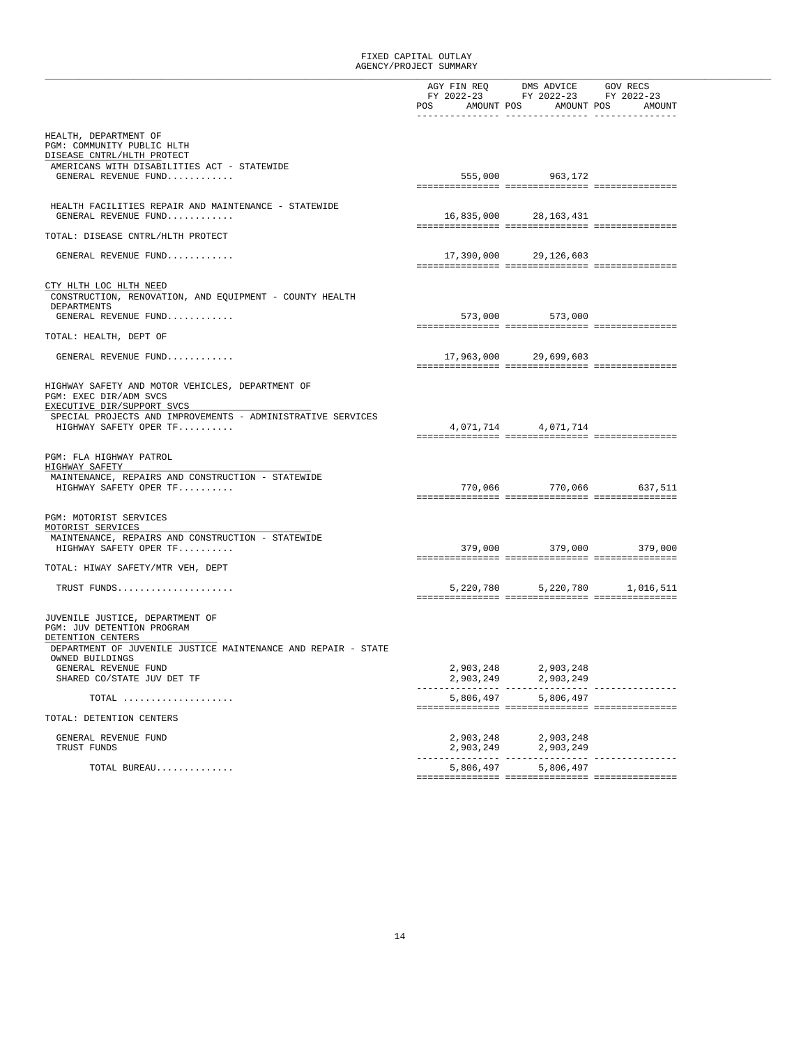# FIXED CAPITAL OUTLAY
## AGENCY/PROJECT SUMMARY

| | AGY FIN REQ FY 2022-23 POS | AMOUNT | DMS ADVICE FY 2022-23 POS | AMOUNT | GOV RECS FY 2022-23 POS | AMOUNT |
|---|---|---|---|---|---|---|
| **HEALTH, DEPARTMENT OF** | | | | | | |
| PGM: COMMUNITY PUBLIC HLTH | | | | | | |
| DISEASE CNTRL/HLTH PROTECT | | | | | | |
| AMERICANS WITH DISABILITIES ACT - STATEWIDE | | | | | | |
| GENERAL REVENUE FUND............ | | 555,000 | | 963,172 | | |
| HEALTH FACILITIES REPAIR AND MAINTENANCE - STATEWIDE | | | | | | |
| GENERAL REVENUE FUND............ | | 16,835,000 | | 28,163,431 | | |
| TOTAL: DISEASE CNTRL/HLTH PROTECT | | | | | | |
| GENERAL REVENUE FUND............ | | 17,390,000 | | 29,126,603 | | |
| CTY HLTH LOC HLTH NEED | | | | | | |
| CONSTRUCTION, RENOVATION, AND EQUIPMENT - COUNTY HEALTH DEPARTMENTS | | | | | | |
| GENERAL REVENUE FUND............ | | 573,000 | | 573,000 | | |
| TOTAL: HEALTH, DEPT OF | | | | | | |
| GENERAL REVENUE FUND............ | | 17,963,000 | | 29,699,603 | | |
| **HIGHWAY SAFETY AND MOTOR VEHICLES, DEPARTMENT OF** | | | | | | |
| PGM: EXEC DIR/ADM SVCS | | | | | | |
| EXECUTIVE DIR/SUPPORT SVCS | | | | | | |
| SPECIAL PROJECTS AND IMPROVEMENTS - ADMINISTRATIVE SERVICES | | | | | | |
| HIGHWAY SAFETY OPER TF.......... | | 4,071,714 | | 4,071,714 | | |
| PGM: FLA HIGHWAY PATROL | | | | | | |
| HIGHWAY SAFETY | | | | | | |
| MAINTENANCE, REPAIRS AND CONSTRUCTION - STATEWIDE | | | | | | |
| HIGHWAY SAFETY OPER TF.......... | | 770,066 | | 770,066 | | 637,511 |
| PGM: MOTORIST SERVICES | | | | | | |
| MOTORIST SERVICES | | | | | | |
| MAINTENANCE, REPAIRS AND CONSTRUCTION - STATEWIDE | | | | | | |
| HIGHWAY SAFETY OPER TF.......... | | 379,000 | | 379,000 | | 379,000 |
| TOTAL: HIWAY SAFETY/MTR VEH, DEPT | | | | | | |
| TRUST FUNDS..................... | | 5,220,780 | | 5,220,780 | | 1,016,511 |
| **JUVENILE JUSTICE, DEPARTMENT OF** | | | | | | |
| PGM: JUV DETENTION PROGRAM | | | | | | |
| DETENTION CENTERS | | | | | | |
| DEPARTMENT OF JUVENILE JUSTICE MAINTENANCE AND REPAIR - STATE OWNED BUILDINGS | | | | | | |
| GENERAL REVENUE FUND | | 2,903,248 | | 2,903,248 | | |
| SHARED CO/STATE JUV DET TF | | 2,903,249 | | 2,903,249 | | |
| TOTAL .................... | | 5,806,497 | | 5,806,497 | | |
| TOTAL: DETENTION CENTERS | | | | | | |
| GENERAL REVENUE FUND | | 2,903,248 | | 2,903,248 | | |
| TRUST FUNDS | | 2,903,249 | | 2,903,249 | | |
| TOTAL BUREAU.............. | | 5,806,497 | | 5,806,497 | | |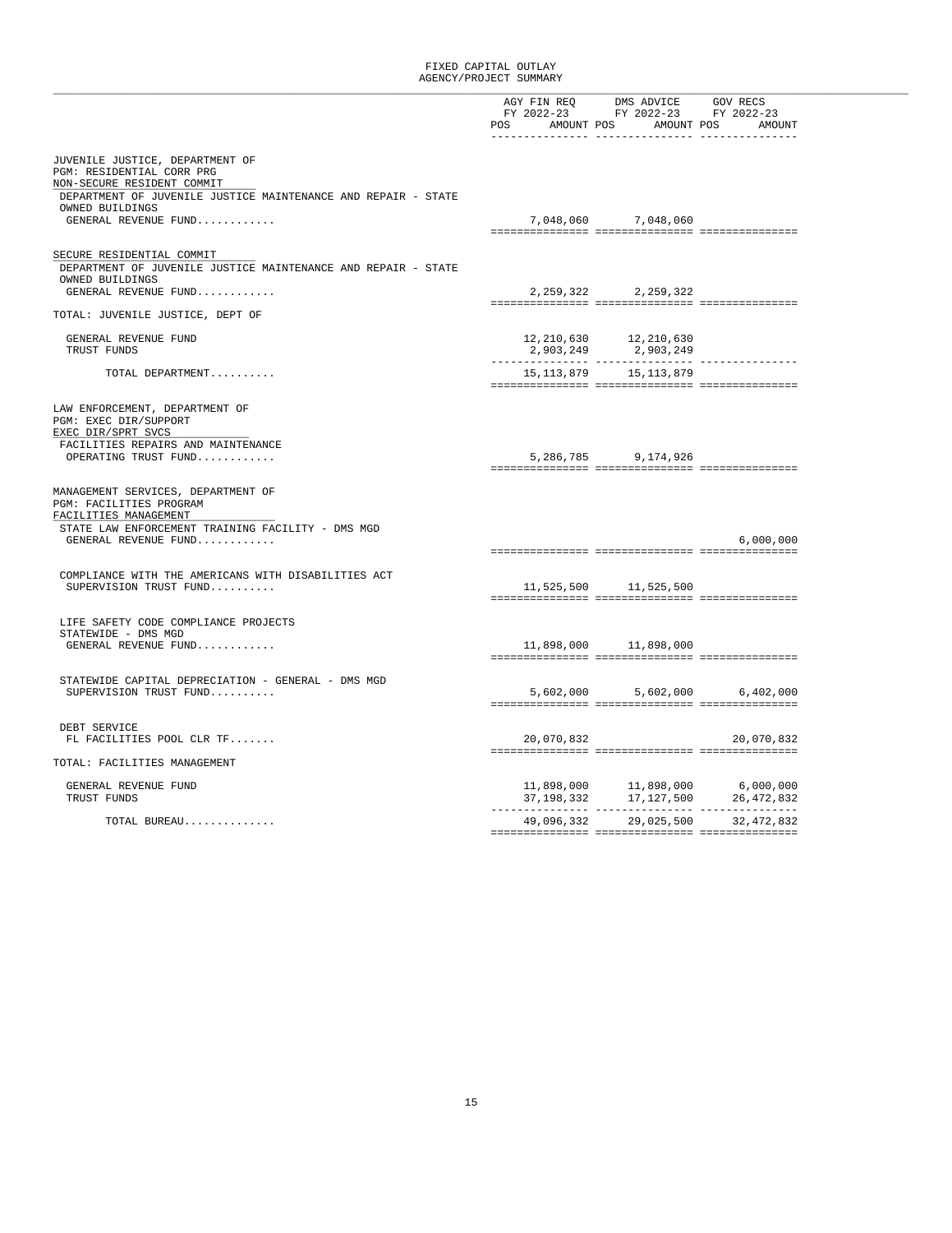# FIXED CAPITAL OUTLAY
## AGENCY/PROJECT SUMMARY

| | AGY FIN REQ FY 2022-23 POS | AMOUNT | DMS ADVICE FY 2022-23 POS | AMOUNT | GOV RECS FY 2022-23 POS | AMOUNT |
|---|---|---|---|---|---|---|
| **JUVENILE JUSTICE, DEPARTMENT OF** | | | | | | |
| PGM: RESIDENTIAL CORR PRG | | | | | | |
| NON-SECURE RESIDENT COMMIT | | | | | | |
| DEPARTMENT OF JUVENILE JUSTICE MAINTENANCE AND REPAIR - STATE OWNED BUILDINGS | | | | | | |
| GENERAL REVENUE FUND............ | | 7,048,060 | | 7,048,060 | | |
| SECURE RESIDENTIAL COMMIT | | | | | | |
| DEPARTMENT OF JUVENILE JUSTICE MAINTENANCE AND REPAIR - STATE OWNED BUILDINGS | | | | | | |
| GENERAL REVENUE FUND............ | | 2,259,322 | | 2,259,322 | | |
| TOTAL: JUVENILE JUSTICE, DEPT OF | | | | | | |
| GENERAL REVENUE FUND | | 12,210,630 | | 12,210,630 | | |
| TRUST FUNDS | | 2,903,249 | | 2,903,249 | | |
| TOTAL DEPARTMENT.......... | | 15,113,879 | | 15,113,879 | | |
| **LAW ENFORCEMENT, DEPARTMENT OF** | | | | | | |
| PGM: EXEC DIR/SUPPORT | | | | | | |
| EXEC DIR/SPRT SVCS | | | | | | |
| FACILITIES REPAIRS AND MAINTENANCE | | | | | | |
| OPERATING TRUST FUND............ | | 5,286,785 | | 9,174,926 | | |
| **MANAGEMENT SERVICES, DEPARTMENT OF** | | | | | | |
| PGM: FACILITIES PROGRAM | | | | | | |
| FACILITIES MANAGEMENT | | | | | | |
| STATE LAW ENFORCEMENT TRAINING FACILITY - DMS MGD | | | | | | |
| GENERAL REVENUE FUND............ | | | | | | 6,000,000 |
| COMPLIANCE WITH THE AMERICANS WITH DISABILITIES ACT | | | | | | |
| SUPERVISION TRUST FUND.......... | | 11,525,500 | | 11,525,500 | | |
| LIFE SAFETY CODE COMPLIANCE PROJECTS STATEWIDE - DMS MGD | | | | | | |
| GENERAL REVENUE FUND............ | | 11,898,000 | | 11,898,000 | | |
| STATEWIDE CAPITAL DEPRECIATION - GENERAL - DMS MGD | | | | | | |
| SUPERVISION TRUST FUND.......... | | 5,602,000 | | 5,602,000 | | 6,402,000 |
| DEBT SERVICE | | | | | | |
| FL FACILITIES POOL CLR TF....... | | 20,070,832 | | | | 20,070,832 |
| TOTAL: FACILITIES MANAGEMENT | | | | | | |
| GENERAL REVENUE FUND | | 11,898,000 | | 11,898,000 | | 6,000,000 |
| TRUST FUNDS | | 37,198,332 | | 17,127,500 | | 26,472,832 |
| TOTAL BUREAU............. | | 49,096,332 | | 29,025,500 | | 32,472,832 |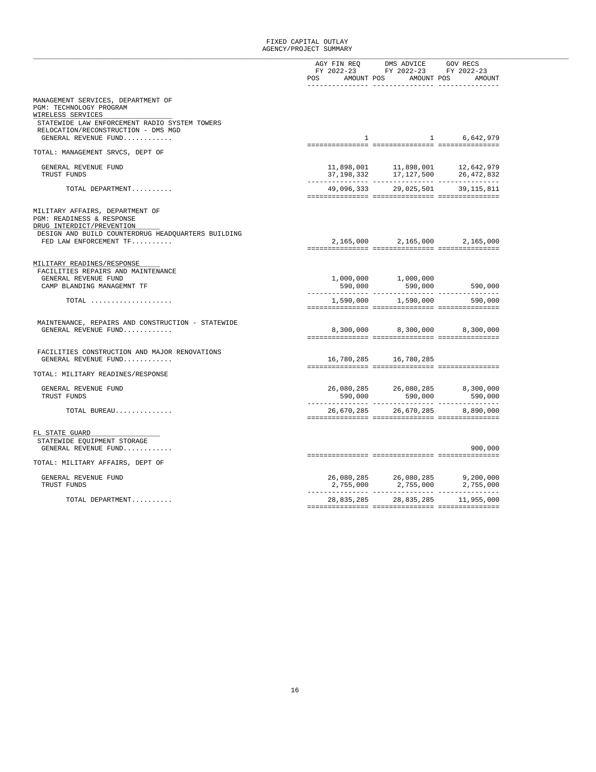# FIXED CAPITAL OUTLAY
## AGENCY/PROJECT SUMMARY

| | AGY FIN REQ FY 2022-23 POS | AGY FIN REQ FY 2022-23 AMOUNT | DMS ADVICE FY 2022-23 POS | DMS ADVICE FY 2022-23 AMOUNT | GOV RECS FY 2022-23 POS | GOV RECS FY 2022-23 AMOUNT |
|---|---|---|---|---|---|---|
| MANAGEMENT SERVICES, DEPARTMENT OF | | | | | | |
| PGM: TECHNOLOGY PROGRAM | | | | | | |
| WIRELESS SERVICES | | | | | | |
| STATEWIDE LAW ENFORCEMENT RADIO SYSTEM TOWERS RELOCATION/RECONSTRUCTION - DMS MGD | | | | | | |
| GENERAL REVENUE FUND............ | | 1 | | 1 | | 6,642,979 |
| TOTAL: MANAGEMENT SRVCS, DEPT OF | | | | | | |
| GENERAL REVENUE FUND | | 11,898,001 | | 11,898,001 | | 12,642,979 |
| TRUST FUNDS | | 37,198,332 | | 17,127,500 | | 26,472,832 |
| TOTAL DEPARTMENT.......... | | 49,096,333 | | 29,025,501 | | 39,115,811 |
| MILITARY AFFAIRS, DEPARTMENT OF | | | | | | |
| PGM: READINESS & RESPONSE | | | | | | |
| DRUG INTERDICT/PREVENTION | | | | | | |
| DESIGN AND BUILD COUNTERDRUG HEADQUARTERS BUILDING | | | | | | |
| FED LAW ENFORCEMENT TF.......... | | 2,165,000 | | 2,165,000 | | 2,165,000 |
| MILITARY READINES/RESPONSE | | | | | | |
| FACILITIES REPAIRS AND MAINTENANCE | | | | | | |
| GENERAL REVENUE FUND | | 1,000,000 | | 1,000,000 | | |
| CAMP BLANDING MANAGEMNT TF | | 590,000 | | 590,000 | | 590,000 |
| TOTAL .................... | | 1,590,000 | | 1,590,000 | | 590,000 |
| MAINTENANCE, REPAIRS AND CONSTRUCTION - STATEWIDE | | | | | | |
| GENERAL REVENUE FUND............ | | 8,300,000 | | 8,300,000 | | 8,300,000 |
| FACILITIES CONSTRUCTION AND MAJOR RENOVATIONS | | | | | | |
| GENERAL REVENUE FUND............ | | 16,780,285 | | 16,780,285 | | |
| TOTAL: MILITARY READINES/RESPONSE | | | | | | |
| GENERAL REVENUE FUND | | 26,080,285 | | 26,080,285 | | 8,300,000 |
| TRUST FUNDS | | 590,000 | | 590,000 | | 590,000 |
| TOTAL BUREAU.............. | | 26,670,285 | | 26,670,285 | | 8,890,000 |
| FL STATE GUARD | | | | | | |
| STATEWIDE EQUIPMENT STORAGE | | | | | | |
| GENERAL REVENUE FUND............ | | | | | | 900,000 |
| TOTAL: MILITARY AFFAIRS, DEPT OF | | | | | | |
| GENERAL REVENUE FUND | | 26,080,285 | | 26,080,285 | | 9,200,000 |
| TRUST FUNDS | | 2,755,000 | | 2,755,000 | | 2,755,000 |
| TOTAL DEPARTMENT.......... | | 28,835,285 | | 28,835,285 | | 11,955,000 |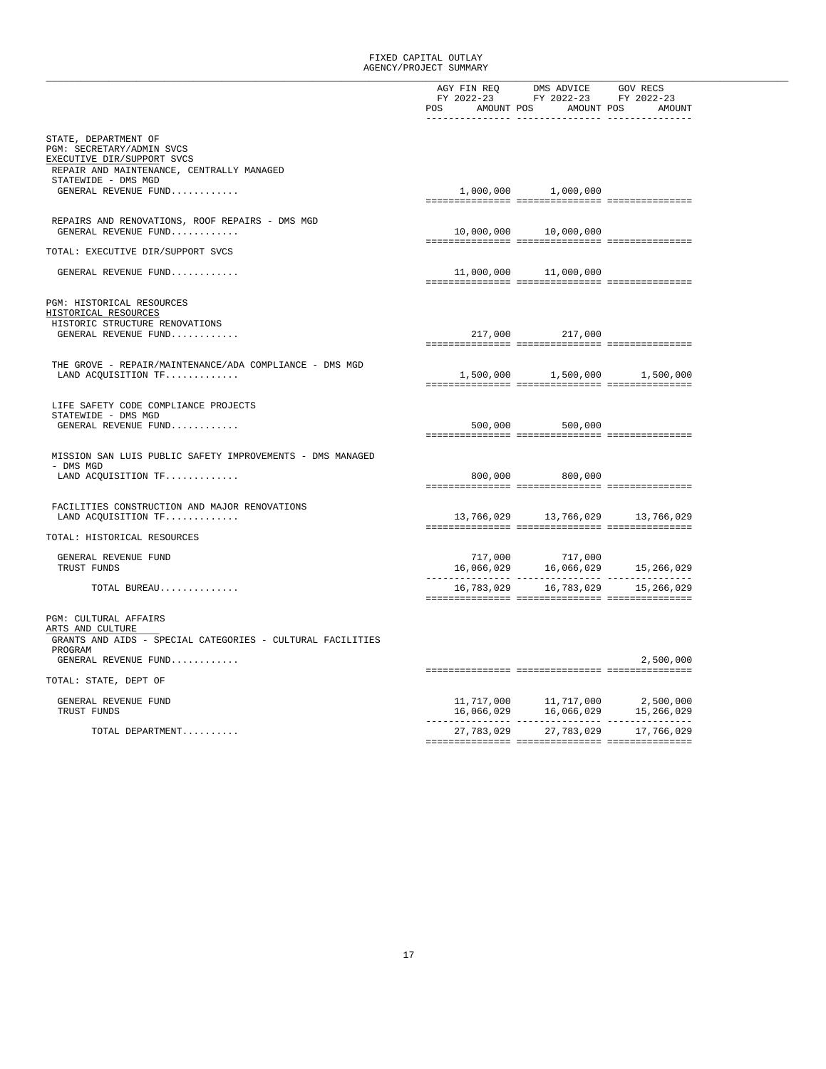# FIXED CAPITAL OUTLAY
## AGENCY/PROJECT SUMMARY

| | AGY FIN REQ FY 2022-23 POS | AMOUNT | DMS ADVICE FY 2022-23 POS | AMOUNT | GOV RECS FY 2022-23 POS | AMOUNT |
|---|---|---|---|---|---|---|
| STATE, DEPARTMENT OF | | | | | | |
| PGM: SECRETARY/ADMIN SVCS | | | | | | |
| EXECUTIVE DIR/SUPPORT SVCS | | | | | | |
| REPAIR AND MAINTENANCE, CENTRALLY MANAGED STATEWIDE - DMS MGD | | | | | | |
| GENERAL REVENUE FUND............ | | 1,000,000 | | 1,000,000 | | |
| REPAIRS AND RENOVATIONS, ROOF REPAIRS - DMS MGD | | | | | | |
| GENERAL REVENUE FUND............ | | 10,000,000 | | 10,000,000 | | |
| TOTAL: EXECUTIVE DIR/SUPPORT SVCS | | | | | | |
| GENERAL REVENUE FUND............ | | 11,000,000 | | 11,000,000 | | |
| PGM: HISTORICAL RESOURCES | | | | | | |
| HISTORICAL RESOURCES | | | | | | |
| HISTORIC STRUCTURE RENOVATIONS | | | | | | |
| GENERAL REVENUE FUND............ | | 217,000 | | 217,000 | | |
| THE GROVE - REPAIR/MAINTENANCE/ADA COMPLIANCE - DMS MGD | | | | | | |
| LAND ACQUISITION TF............. | | 1,500,000 | | 1,500,000 | | 1,500,000 |
| LIFE SAFETY CODE COMPLIANCE PROJECTS STATEWIDE - DMS MGD | | | | | | |
| GENERAL REVENUE FUND............ | | 500,000 | | 500,000 | | |
| MISSION SAN LUIS PUBLIC SAFETY IMPROVEMENTS - DMS MANAGED - DMS MGD | | | | | | |
| LAND ACQUISITION TF............. | | 800,000 | | 800,000 | | |
| FACILITIES CONSTRUCTION AND MAJOR RENOVATIONS | | | | | | |
| LAND ACQUISITION TF............. | | 13,766,029 | | 13,766,029 | | 13,766,029 |
| TOTAL: HISTORICAL RESOURCES | | | | | | |
| GENERAL REVENUE FUND | | 717,000 | | 717,000 | | |
| TRUST FUNDS | | 16,066,029 | | 16,066,029 | | 15,266,029 |
| TOTAL BUREAU.............. | | 16,783,029 | | 16,783,029 | | 15,266,029 |
| PGM: CULTURAL AFFAIRS | | | | | | |
| ARTS AND CULTURE | | | | | | |
| GRANTS AND AIDS - SPECIAL CATEGORIES - CULTURAL FACILITIES PROGRAM | | | | | | |
| GENERAL REVENUE FUND............ | | | | | | 2,500,000 |
| TOTAL: STATE, DEPT OF | | | | | | |
| GENERAL REVENUE FUND | | 11,717,000 | | 11,717,000 | | 2,500,000 |
| TRUST FUNDS | | 16,066,029 | | 16,066,029 | | 15,266,029 |
| TOTAL DEPARTMENT.......... | | 27,783,029 | | 27,783,029 | | 17,766,029 |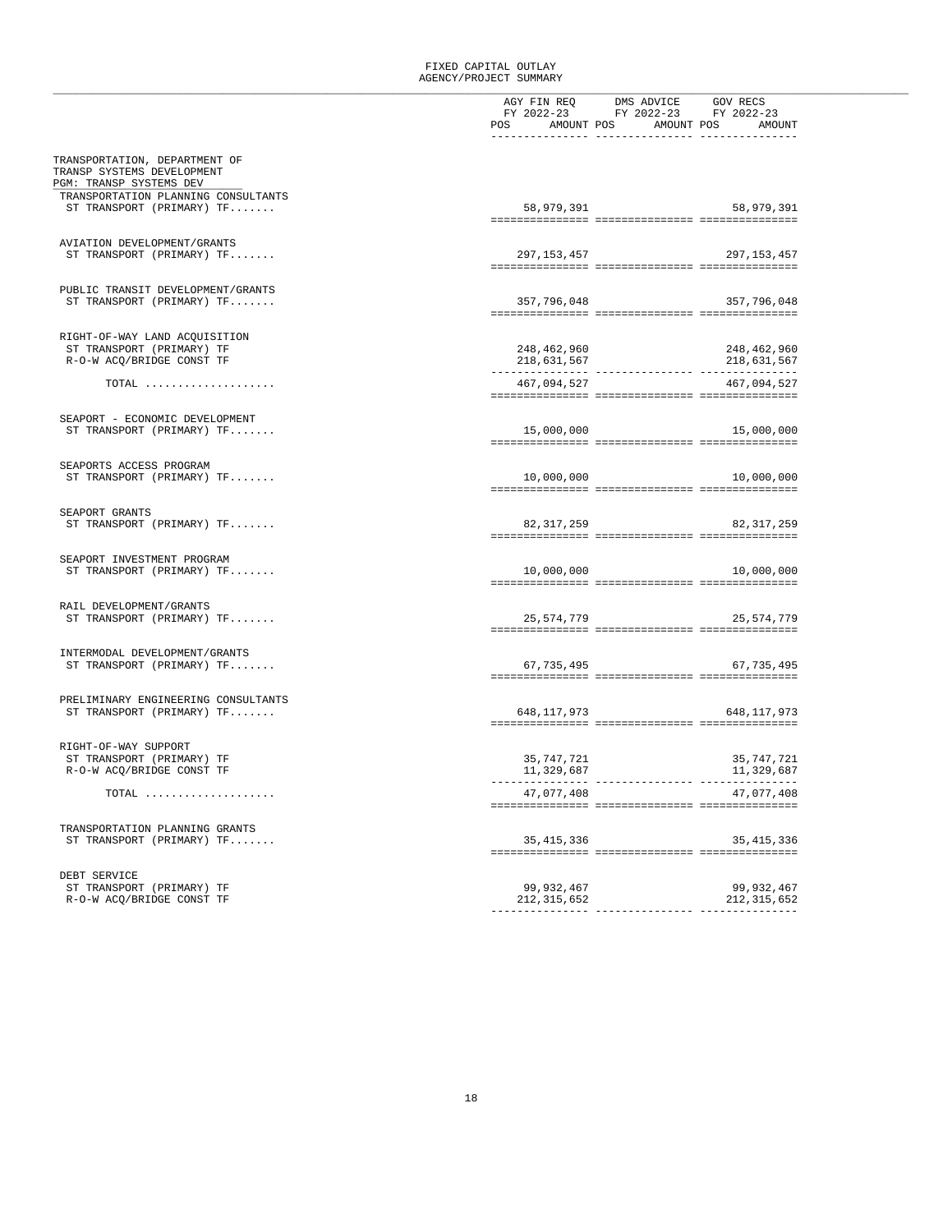# FIXED CAPITAL OUTLAY
## AGENCY/PROJECT SUMMARY

| | AGY FIN REQ FY 2022-23 POS | AGY FIN REQ FY 2022-23 AMOUNT | DMS ADVICE FY 2022-23 POS | DMS ADVICE FY 2022-23 AMOUNT | GOV RECS FY 2022-23 POS | GOV RECS FY 2022-23 AMOUNT |
|---|---|---|---|---|---|---|
| **TRANSPORTATION, DEPARTMENT OF** | | | | | | |
| **TRANSP SYSTEMS DEVELOPMENT** | | | | | | |
| **PGM: TRANSP SYSTEMS DEV** | | | | | | |
| TRANSPORTATION PLANNING CONSULTANTS | | | | | | |
| ST TRANSPORT (PRIMARY) TF....... | | 58,979,391 | | | | 58,979,391 |
| AVIATION DEVELOPMENT/GRANTS | | | | | | |
| ST TRANSPORT (PRIMARY) TF....... | | 297,153,457 | | | | 297,153,457 |
| PUBLIC TRANSIT DEVELOPMENT/GRANTS | | | | | | |
| ST TRANSPORT (PRIMARY) TF....... | | 357,796,048 | | | | 357,796,048 |
| RIGHT-OF-WAY LAND ACQUISITION | | | | | | |
| ST TRANSPORT (PRIMARY) TF | | 248,462,960 | | | | 248,462,960 |
| R-O-W ACQ/BRIDGE CONST TF | | 218,631,567 | | | | 218,631,567 |
| TOTAL .................... | | 467,094,527 | | | | 467,094,527 |
| SEAPORT - ECONOMIC DEVELOPMENT | | | | | | |
| ST TRANSPORT (PRIMARY) TF....... | | 15,000,000 | | | | 15,000,000 |
| SEAPORTS ACCESS PROGRAM | | | | | | |
| ST TRANSPORT (PRIMARY) TF....... | | 10,000,000 | | | | 10,000,000 |
| SEAPORT GRANTS | | | | | | |
| ST TRANSPORT (PRIMARY) TF....... | | 82,317,259 | | | | 82,317,259 |
| SEAPORT INVESTMENT PROGRAM | | | | | | |
| ST TRANSPORT (PRIMARY) TF....... | | 10,000,000 | | | | 10,000,000 |
| RAIL DEVELOPMENT/GRANTS | | | | | | |
| ST TRANSPORT (PRIMARY) TF....... | | 25,574,779 | | | | 25,574,779 |
| INTERMODAL DEVELOPMENT/GRANTS | | | | | | |
| ST TRANSPORT (PRIMARY) TF....... | | 67,735,495 | | | | 67,735,495 |
| PRELIMINARY ENGINEERING CONSULTANTS | | | | | | |
| ST TRANSPORT (PRIMARY) TF....... | | 648,117,973 | | | | 648,117,973 |
| RIGHT-OF-WAY SUPPORT | | | | | | |
| ST TRANSPORT (PRIMARY) TF | | 35,747,721 | | | | 35,747,721 |
| R-O-W ACQ/BRIDGE CONST TF | | 11,329,687 | | | | 11,329,687 |
| TOTAL .................... | | 47,077,408 | | | | 47,077,408 |
| TRANSPORTATION PLANNING GRANTS | | | | | | |
| ST TRANSPORT (PRIMARY) TF....... | | 35,415,336 | | | | 35,415,336 |
| DEBT SERVICE | | | | | | |
| ST TRANSPORT (PRIMARY) TF | | 99,932,467 | | | | 99,932,467 |
| R-O-W ACQ/BRIDGE CONST TF | | 212,315,652 | | | | 212,315,652 |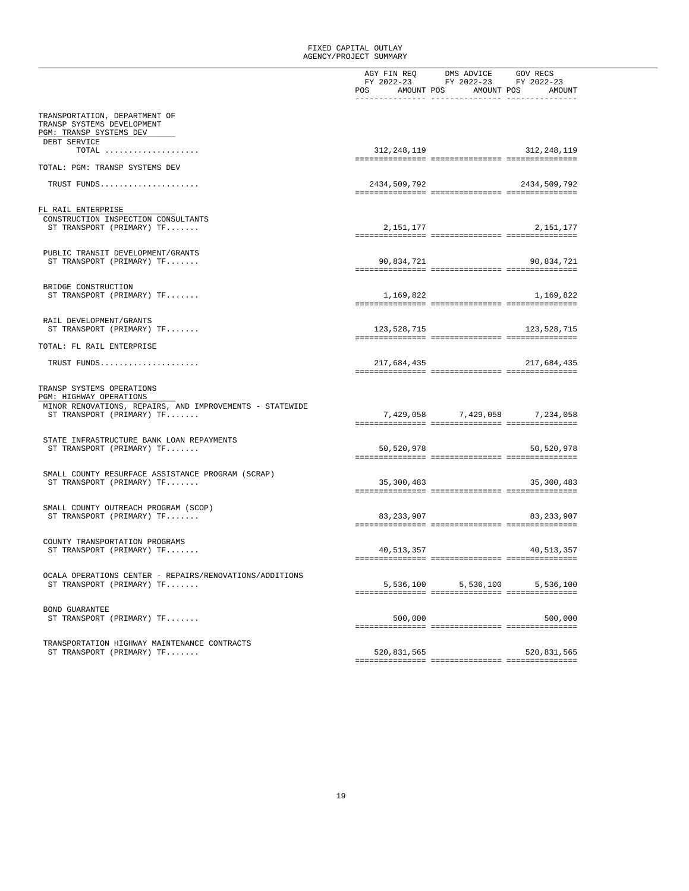# FIXED CAPITAL OUTLAY
## AGENCY/PROJECT SUMMARY

| | AGY FIN REQ FY 2022-23 POS | AMOUNT | DMS ADVICE FY 2022-23 POS | AMOUNT | GOV RECS FY 2022-23 POS | AMOUNT |
|---|---|---|---|---|---|---|
| TRANSPORTATION, DEPARTMENT OF | | | | | | |
| TRANSP SYSTEMS DEVELOPMENT | | | | | | |
| PGM: TRANSP SYSTEMS DEV | | | | | | |
| DEBT SERVICE | | | | | | |
| TOTAL .................... | | 312,248,119 | | | | 312,248,119 |
| TOTAL: PGM: TRANSP SYSTEMS DEV | | | | | | |
| TRUST FUNDS..................... | | 2434,509,792 | | | | 2434,509,792 |
| FL RAIL ENTERPRISE | | | | | | |
| CONSTRUCTION INSPECTION CONSULTANTS | | | | | | |
| ST TRANSPORT (PRIMARY) TF....... | | 2,151,177 | | | | 2,151,177 |
| PUBLIC TRANSIT DEVELOPMENT/GRANTS | | | | | | |
| ST TRANSPORT (PRIMARY) TF....... | | 90,834,721 | | | | 90,834,721 |
| BRIDGE CONSTRUCTION | | | | | | |
| ST TRANSPORT (PRIMARY) TF....... | | 1,169,822 | | | | 1,169,822 |
| RAIL DEVELOPMENT/GRANTS | | | | | | |
| ST TRANSPORT (PRIMARY) TF....... | | 123,528,715 | | | | 123,528,715 |
| TOTAL: FL RAIL ENTERPRISE | | | | | | |
| TRUST FUNDS..................... | | 217,684,435 | | | | 217,684,435 |
| TRANSP SYSTEMS OPERATIONS | | | | | | |
| PGM: HIGHWAY OPERATIONS | | | | | | |
| MINOR RENOVATIONS, REPAIRS, AND IMPROVEMENTS - STATEWIDE | | | | | | |
| ST TRANSPORT (PRIMARY) TF....... | | 7,429,058 | | 7,429,058 | | 7,234,058 |
| STATE INFRASTRUCTURE BANK LOAN REPAYMENTS | | | | | | |
| ST TRANSPORT (PRIMARY) TF....... | | 50,520,978 | | | | 50,520,978 |
| SMALL COUNTY RESURFACE ASSISTANCE PROGRAM (SCRAP) | | | | | | |
| ST TRANSPORT (PRIMARY) TF....... | | 35,300,483 | | | | 35,300,483 |
| SMALL COUNTY OUTREACH PROGRAM (SCOP) | | | | | | |
| ST TRANSPORT (PRIMARY) TF....... | | 83,233,907 | | | | 83,233,907 |
| COUNTY TRANSPORTATION PROGRAMS | | | | | | |
| ST TRANSPORT (PRIMARY) TF....... | | 40,513,357 | | | | 40,513,357 |
| OCALA OPERATIONS CENTER - REPAIRS/RENOVATIONS/ADDITIONS | | | | | | |
| ST TRANSPORT (PRIMARY) TF....... | | 5,536,100 | | 5,536,100 | | 5,536,100 |
| BOND GUARANTEE | | | | | | |
| ST TRANSPORT (PRIMARY) TF....... | | 500,000 | | | | 500,000 |
| TRANSPORTATION HIGHWAY MAINTENANCE CONTRACTS | | | | | | |
| ST TRANSPORT (PRIMARY) TF....... | | 520,831,565 | | | | 520,831,565 |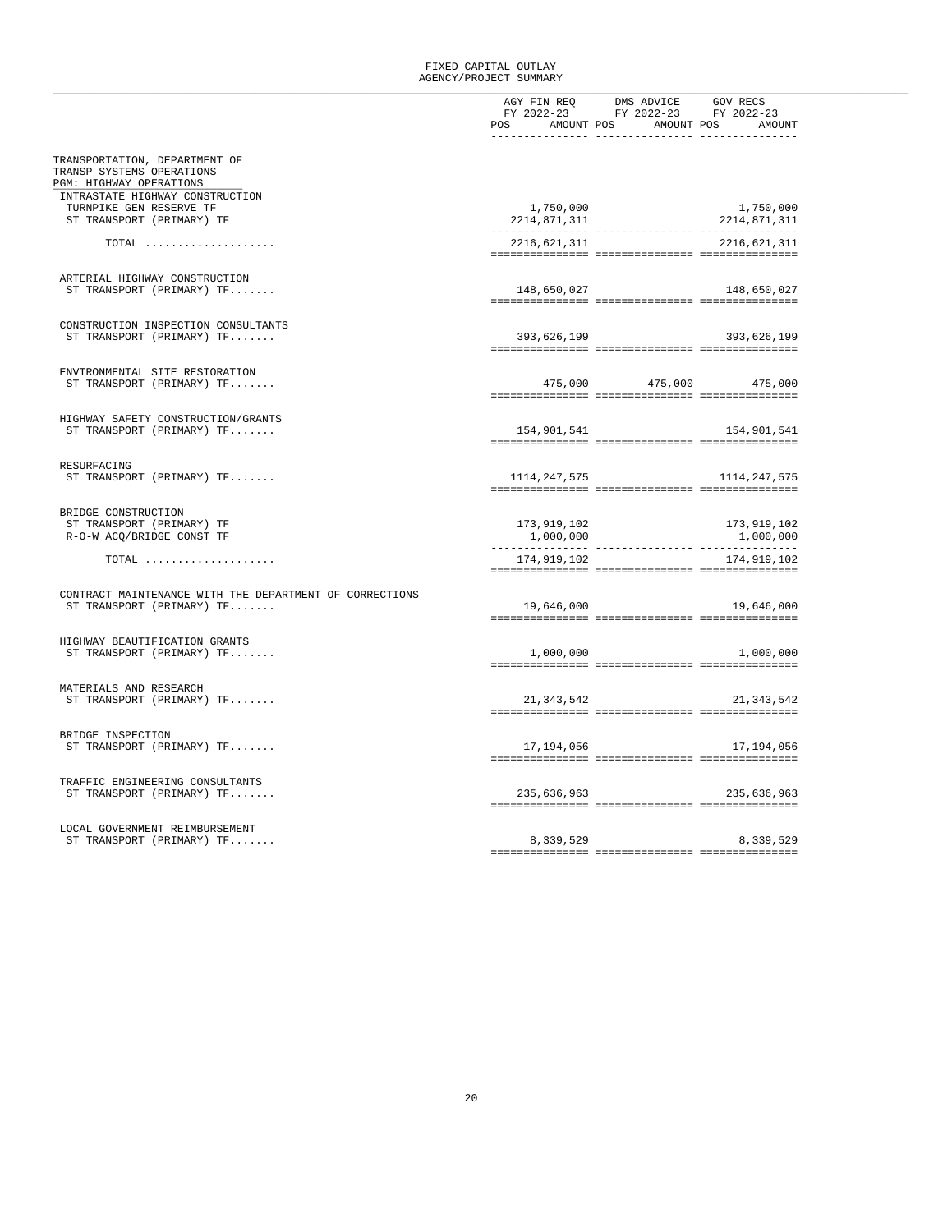# FIXED CAPITAL OUTLAY
## AGENCY/PROJECT SUMMARY

| | AGY FIN REQ FY 2022-23 POS | AGY FIN REQ FY 2022-23 AMOUNT | DMS ADVICE FY 2022-23 POS | DMS ADVICE FY 2022-23 AMOUNT | GOV RECS FY 2022-23 POS | GOV RECS FY 2022-23 AMOUNT |
|---|---|---|---|---|---|---|
| **TRANSPORTATION, DEPARTMENT OF** | | | | | | |
| **TRANSP SYSTEMS OPERATIONS** | | | | | | |
| **PGM: HIGHWAY OPERATIONS** | | | | | | |
| INTRASTATE HIGHWAY CONSTRUCTION | | | | | | |
| TURNPIKE GEN RESERVE TF | | 1,750,000 | | | | 1,750,000 |
| ST TRANSPORT (PRIMARY) TF | | 2214,871,311 | | | | 2214,871,311 |
| TOTAL | | 2216,621,311 | | | | 2216,621,311 |
| ARTERIAL HIGHWAY CONSTRUCTION | | | | | | |
| ST TRANSPORT (PRIMARY) TF | | 148,650,027 | | | | 148,650,027 |
| CONSTRUCTION INSPECTION CONSULTANTS | | | | | | |
| ST TRANSPORT (PRIMARY) TF | | 393,626,199 | | | | 393,626,199 |
| ENVIRONMENTAL SITE RESTORATION | | | | | | |
| ST TRANSPORT (PRIMARY) TF | | 475,000 | | 475,000 | | 475,000 |
| HIGHWAY SAFETY CONSTRUCTION/GRANTS | | | | | | |
| ST TRANSPORT (PRIMARY) TF | | 154,901,541 | | | | 154,901,541 |
| RESURFACING | | | | | | |
| ST TRANSPORT (PRIMARY) TF | | 1114,247,575 | | | | 1114,247,575 |
| BRIDGE CONSTRUCTION | | | | | | |
| ST TRANSPORT (PRIMARY) TF | | 173,919,102 | | | | 173,919,102 |
| R-O-W ACQ/BRIDGE CONST TF | | 1,000,000 | | | | 1,000,000 |
| TOTAL | | 174,919,102 | | | | 174,919,102 |
| CONTRACT MAINTENANCE WITH THE DEPARTMENT OF CORRECTIONS | | | | | | |
| ST TRANSPORT (PRIMARY) TF | | 19,646,000 | | | | 19,646,000 |
| HIGHWAY BEAUTIFICATION GRANTS | | | | | | |
| ST TRANSPORT (PRIMARY) TF | | 1,000,000 | | | | 1,000,000 |
| MATERIALS AND RESEARCH | | | | | | |
| ST TRANSPORT (PRIMARY) TF | | 21,343,542 | | | | 21,343,542 |
| BRIDGE INSPECTION | | | | | | |
| ST TRANSPORT (PRIMARY) TF | | 17,194,056 | | | | 17,194,056 |
| TRAFFIC ENGINEERING CONSULTANTS | | | | | | |
| ST TRANSPORT (PRIMARY) TF | | 235,636,963 | | | | 235,636,963 |
| LOCAL GOVERNMENT REIMBURSEMENT | | | | | | |
| ST TRANSPORT (PRIMARY) TF | | 8,339,529 | | | | 8,339,529 |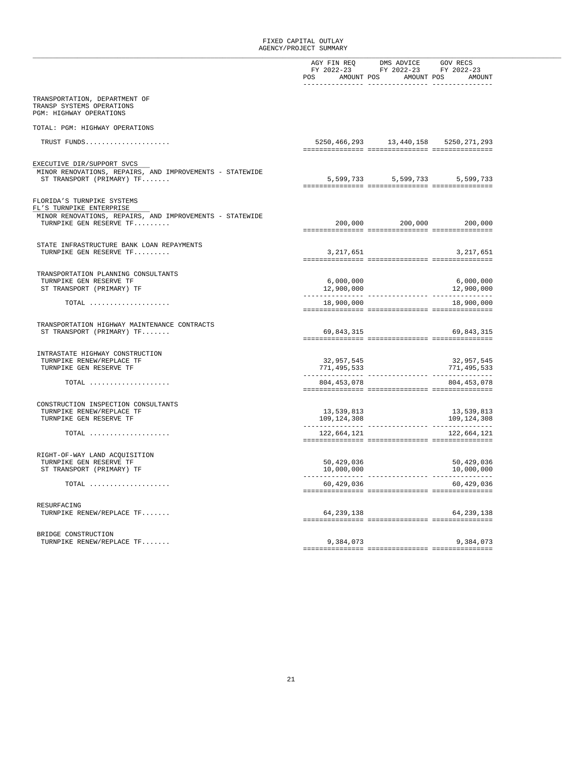FIXED CAPITAL OUTLAY
AGENCY/PROJECT SUMMARY

| | AGY FIN REQ FY 2022-23 POS | AMOUNT | DMS ADVICE FY 2022-23 POS | AMOUNT | GOV RECS FY 2022-23 POS | AMOUNT |
|---|---|---|---|---|---|---|
| TRANSPORTATION, DEPARTMENT OF | | | | | | |
| TRANSP SYSTEMS OPERATIONS | | | | | | |
| PGM: HIGHWAY OPERATIONS | | | | | | |
| TOTAL: PGM: HIGHWAY OPERATIONS | | | | | | |
| TRUST FUNDS.................... | | 5250,466,293 | | 13,440,158 | | 5250,271,293 |
| EXECUTIVE DIR/SUPPORT SVCS | | | | | | |
| MINOR RENOVATIONS, REPAIRS, AND IMPROVEMENTS - STATEWIDE | | | | | | |
| ST TRANSPORT (PRIMARY) TF....... | | 5,599,733 | | 5,599,733 | | 5,599,733 |
| FLORIDA'S TURNPIKE SYSTEMS | | | | | | |
| FL'S TURNPIKE ENTERPRISE | | | | | | |
| MINOR RENOVATIONS, REPAIRS, AND IMPROVEMENTS - STATEWIDE | | | | | | |
| TURNPIKE GEN RESERVE TF......... | | 200,000 | | 200,000 | | 200,000 |
| STATE INFRASTRUCTURE BANK LOAN REPAYMENTS | | | | | | |
| TURNPIKE GEN RESERVE TF......... | | 3,217,651 | | | | 3,217,651 |
| TRANSPORTATION PLANNING CONSULTANTS | | | | | | |
| TURNPIKE GEN RESERVE TF | | 6,000,000 | | | | 6,000,000 |
| ST TRANSPORT (PRIMARY) TF | | 12,900,000 | | | | 12,900,000 |
| TOTAL .................... | | 18,900,000 | | | | 18,900,000 |
| TRANSPORTATION HIGHWAY MAINTENANCE CONTRACTS | | | | | | |
| ST TRANSPORT (PRIMARY) TF....... | | 69,843,315 | | | | 69,843,315 |
| INTRASTATE HIGHWAY CONSTRUCTION | | | | | | |
| TURNPIKE RENEW/REPLACE TF | | 32,957,545 | | | | 32,957,545 |
| TURNPIKE GEN RESERVE TF | | 771,495,533 | | | | 771,495,533 |
| TOTAL .................... | | 804,453,078 | | | | 804,453,078 |
| CONSTRUCTION INSPECTION CONSULTANTS | | | | | | |
| TURNPIKE RENEW/REPLACE TF | | 13,539,813 | | | | 13,539,813 |
| TURNPIKE GEN RESERVE TF | | 109,124,308 | | | | 109,124,308 |
| TOTAL .................... | | 122,664,121 | | | | 122,664,121 |
| RIGHT-OF-WAY LAND ACQUISITION | | | | | | |
| TURNPIKE GEN RESERVE TF | | 50,429,036 | | | | 50,429,036 |
| ST TRANSPORT (PRIMARY) TF | | 10,000,000 | | | | 10,000,000 |
| TOTAL .................... | | 60,429,036 | | | | 60,429,036 |
| RESURFACING | | | | | | |
| TURNPIKE RENEW/REPLACE TF....... | | 64,239,138 | | | | 64,239,138 |
| BRIDGE CONSTRUCTION | | | | | | |
| TURNPIKE RENEW/REPLACE TF....... | | 9,384,073 | | | | 9,384,073 |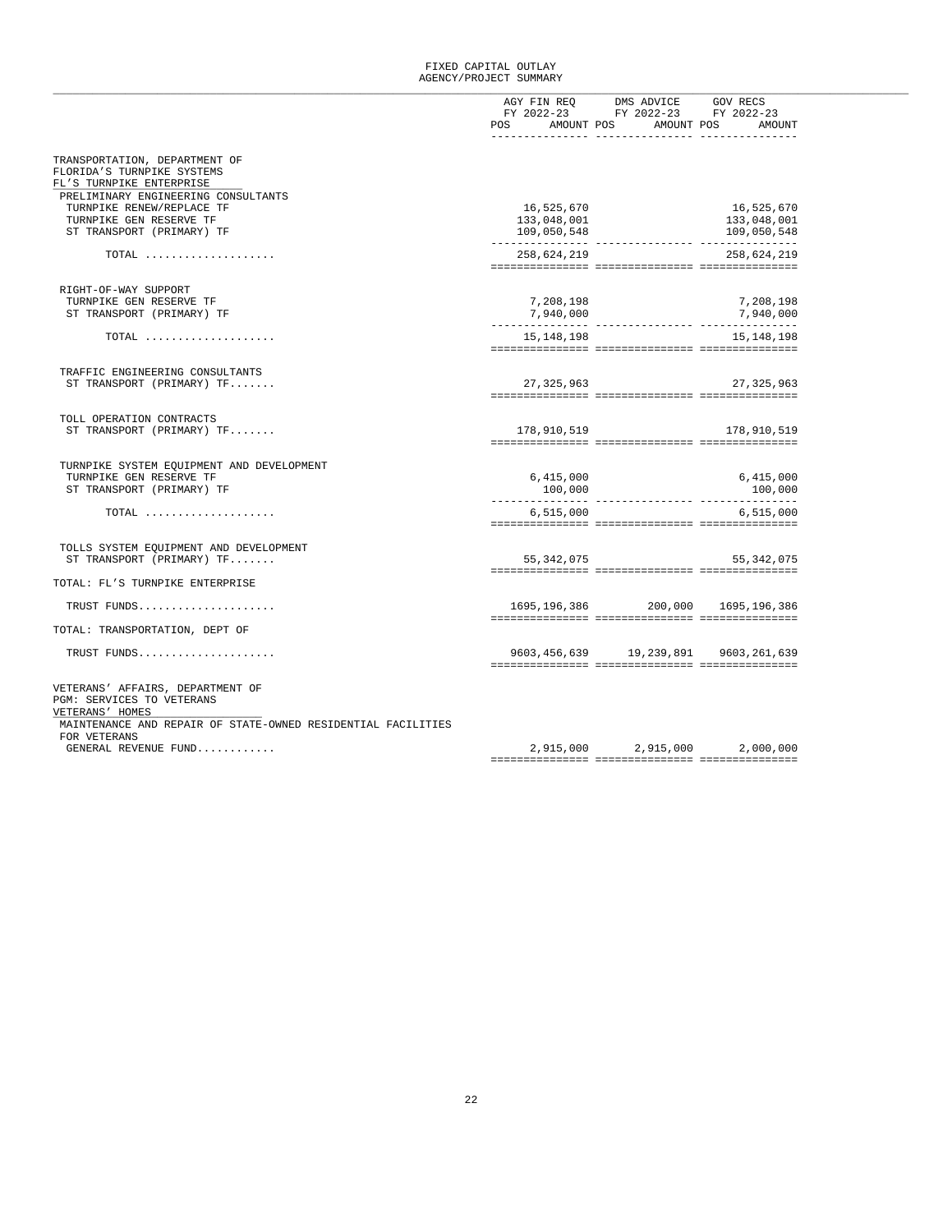FIXED CAPITAL OUTLAY
AGENCY/PROJECT SUMMARY

| | AGY FIN REQ FY 2022-23 POS | AGY FIN REQ FY 2022-23 AMOUNT | DMS ADVICE FY 2022-23 POS | DMS ADVICE FY 2022-23 AMOUNT | GOV RECS FY 2022-23 POS | GOV RECS FY 2022-23 AMOUNT |
|---|---|---|---|---|---|---|
| TRANSPORTATION, DEPARTMENT OF | | | | | | |
| FLORIDA'S TURNPIKE SYSTEMS | | | | | | |
| FL'S TURNPIKE ENTERPRISE | | | | | | |
| PRELIMINARY ENGINEERING CONSULTANTS | | | | | | |
| TURNPIKE RENEW/REPLACE TF | | 16,525,670 | | | | 16,525,670 |
| TURNPIKE GEN RESERVE TF | | 133,048,001 | | | | 133,048,001 |
| ST TRANSPORT (PRIMARY) TF | | 109,050,548 | | | | 109,050,548 |
| TOTAL .................... | | 258,624,219 | | | | 258,624,219 |
| RIGHT-OF-WAY SUPPORT | | | | | | |
| TURNPIKE GEN RESERVE TF | | 7,208,198 | | | | 7,208,198 |
| ST TRANSPORT (PRIMARY) TF | | 7,940,000 | | | | 7,940,000 |
| TOTAL .................... | | 15,148,198 | | | | 15,148,198 |
| TRAFFIC ENGINEERING CONSULTANTS | | | | | | |
| ST TRANSPORT (PRIMARY) TF....... | | 27,325,963 | | | | 27,325,963 |
| TOLL OPERATION CONTRACTS | | | | | | |
| ST TRANSPORT (PRIMARY) TF....... | | 178,910,519 | | | | 178,910,519 |
| TURNPIKE SYSTEM EQUIPMENT AND DEVELOPMENT | | | | | | |
| TURNPIKE GEN RESERVE TF | | 6,415,000 | | | | 6,415,000 |
| ST TRANSPORT (PRIMARY) TF | | 100,000 | | | | 100,000 |
| TOTAL .................... | | 6,515,000 | | | | 6,515,000 |
| TOLLS SYSTEM EQUIPMENT AND DEVELOPMENT | | | | | | |
| ST TRANSPORT (PRIMARY) TF....... | | 55,342,075 | | | | 55,342,075 |
| TOTAL: FL'S TURNPIKE ENTERPRISE | | | | | | |
| TRUST FUNDS..................... | | 1695,196,386 | | 200,000 | | 1695,196,386 |
| TOTAL: TRANSPORTATION, DEPT OF | | | | | | |
| TRUST FUNDS..................... | | 9603,456,639 | | 19,239,891 | | 9603,261,639 |
| VETERANS' AFFAIRS, DEPARTMENT OF | | | | | | |
| PGM: SERVICES TO VETERANS | | | | | | |
| VETERANS' HOMES | | | | | | |
| MAINTENANCE AND REPAIR OF STATE-OWNED RESIDENTIAL FACILITIES FOR VETERANS | | | | | | |
| GENERAL REVENUE FUND............ | | 2,915,000 | | 2,915,000 | | 2,000,000 |